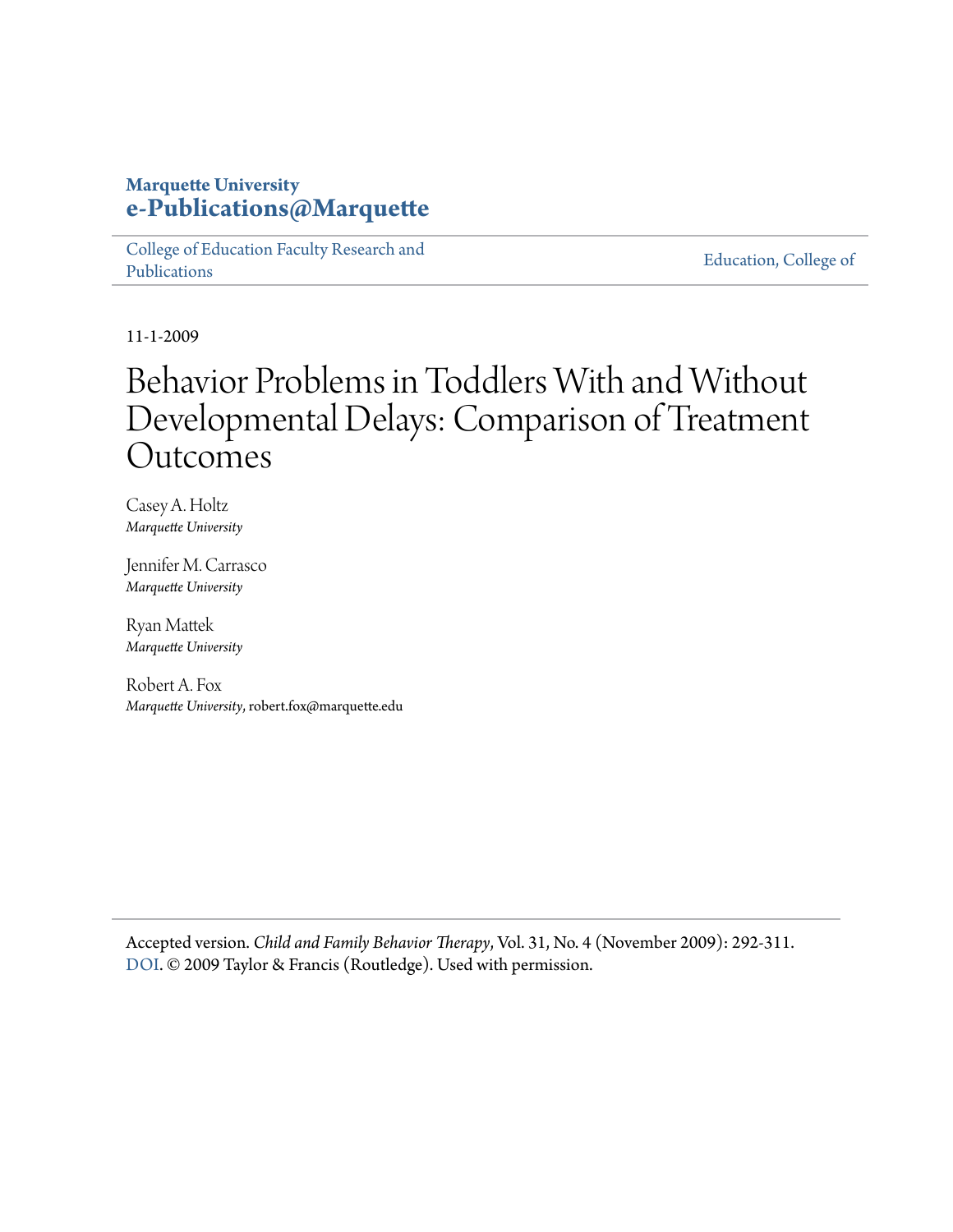**Marquette University**
**e-Publications@Marquette**

College of Education Faculty Research and Publications | Education, College of

11-1-2009

# Behavior Problems in Toddlers With and Without Developmental Delays: Comparison of Treatment Outcomes

Casey A. Holtz
*Marquette University*

Jennifer M. Carrasco
*Marquette University*

Ryan Mattek
*Marquette University*

Robert A. Fox
*Marquette University*, robert.fox@marquette.edu

Accepted version. *Child and Family Behavior Therapy*, Vol. 31, No. 4 (November 2009): 292-311. DOI. © 2009 Taylor & Francis (Routledge). Used with permission.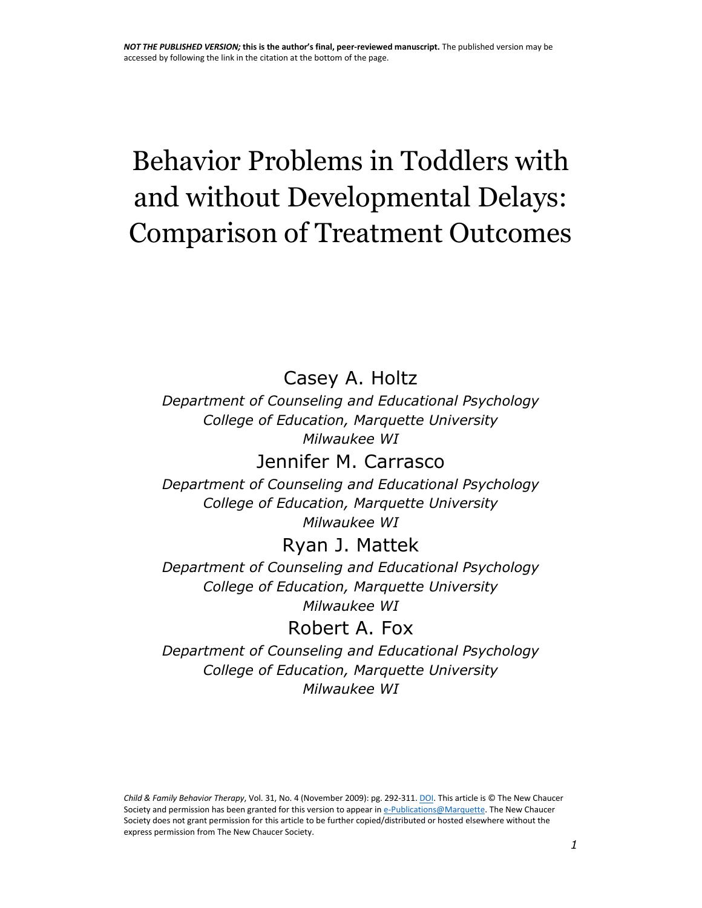***NOT THE PUBLISHED VERSION;* this is the author's final, peer-reviewed manuscript.** The published version may be accessed by following the link in the citation at the bottom of the page.

# Behavior Problems in Toddlers with and without Developmental Delays: Comparison of Treatment Outcomes

Casey A. Holtz

*Department of Counseling and Educational Psychology*
*College of Education, Marquette University*
*Milwaukee WI*

Jennifer M. Carrasco

*Department of Counseling and Educational Psychology*
*College of Education, Marquette University*
*Milwaukee WI*

Ryan J. Mattek

*Department of Counseling and Educational Psychology*
*College of Education, Marquette University*
*Milwaukee WI*

Robert A. Fox

*Department of Counseling and Educational Psychology*
*College of Education, Marquette University*
*Milwaukee WI*

*Child & Family Behavior Therapy*, Vol. 31, No. 4 (November 2009): pg. 292-311. DOI. This article is © The New Chaucer Society and permission has been granted for this version to appear in e-Publications@Marquette. The New Chaucer Society does not grant permission for this article to be further copied/distributed or hosted elsewhere without the express permission from The New Chaucer Society.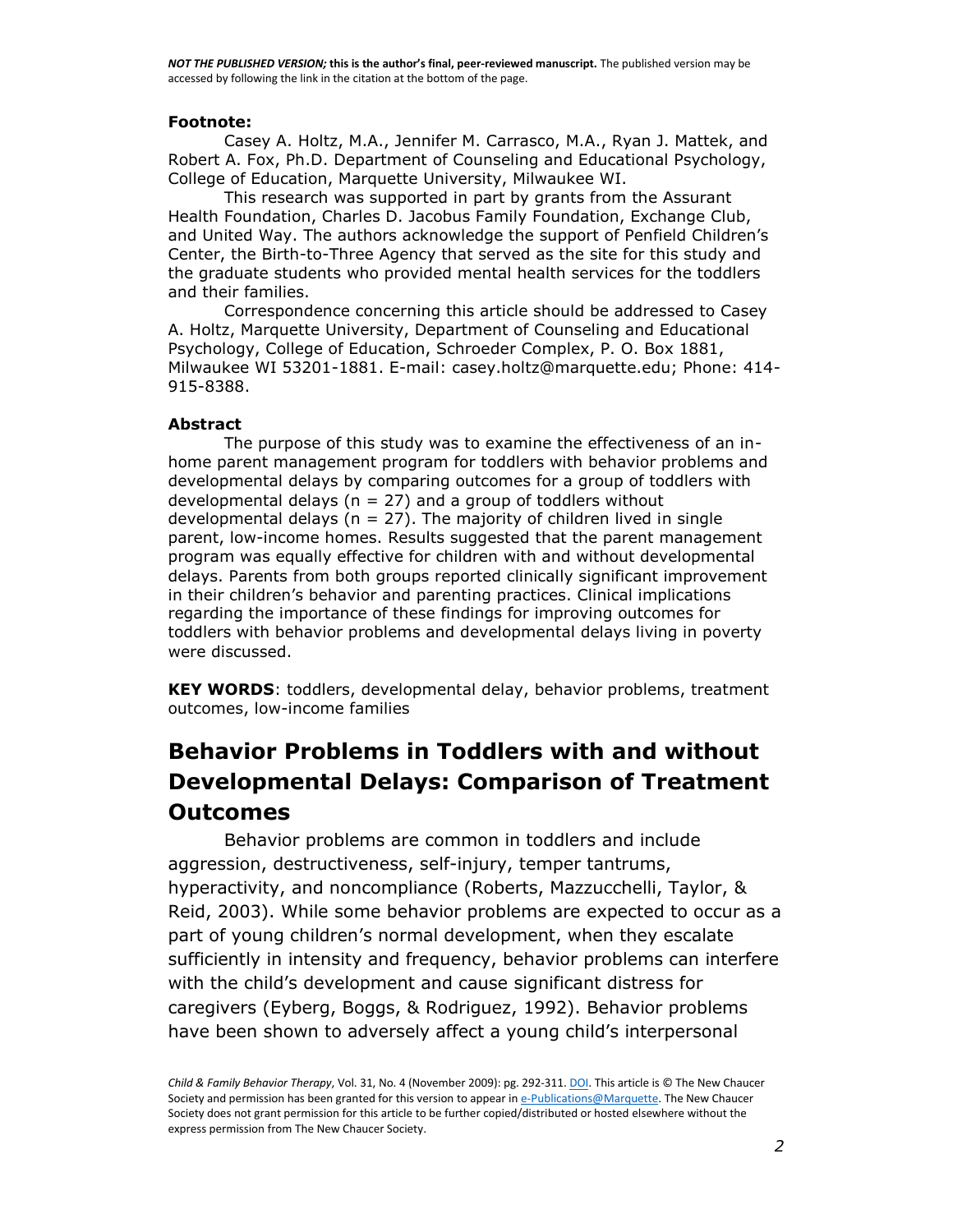### Footnote:

Casey A. Holtz, M.A., Jennifer M. Carrasco, M.A., Ryan J. Mattek, and Robert A. Fox, Ph.D. Department of Counseling and Educational Psychology, College of Education, Marquette University, Milwaukee WI.

This research was supported in part by grants from the Assurant Health Foundation, Charles D. Jacobus Family Foundation, Exchange Club, and United Way. The authors acknowledge the support of Penfield Children's Center, the Birth-to-Three Agency that served as the site for this study and the graduate students who provided mental health services for the toddlers and their families.

Correspondence concerning this article should be addressed to Casey A. Holtz, Marquette University, Department of Counseling and Educational Psychology, College of Education, Schroeder Complex, P. O. Box 1881, Milwaukee WI 53201-1881. E-mail: casey.holtz@marquette.edu; Phone: 414-915-8388.

### Abstract

The purpose of this study was to examine the effectiveness of an in-home parent management program for toddlers with behavior problems and developmental delays by comparing outcomes for a group of toddlers with developmental delays ($n = 27$) and a group of toddlers without developmental delays ($n = 27$). The majority of children lived in single parent, low-income homes. Results suggested that the parent management program was equally effective for children with and without developmental delays. Parents from both groups reported clinically significant improvement in their children's behavior and parenting practices. Clinical implications regarding the importance of these findings for improving outcomes for toddlers with behavior problems and developmental delays living in poverty were discussed.

**KEY WORDS**: toddlers, developmental delay, behavior problems, treatment outcomes, low-income families

# Behavior Problems in Toddlers with and without Developmental Delays: Comparison of Treatment Outcomes

Behavior problems are common in toddlers and include aggression, destructiveness, self-injury, temper tantrums, hyperactivity, and noncompliance (Roberts, Mazzucchelli, Taylor, & Reid, 2003). While some behavior problems are expected to occur as a part of young children's normal development, when they escalate sufficiently in intensity and frequency, behavior problems can interfere with the child's development and cause significant distress for caregivers (Eyberg, Boggs, & Rodriguez, 1992). Behavior problems have been shown to adversely affect a young child's interpersonal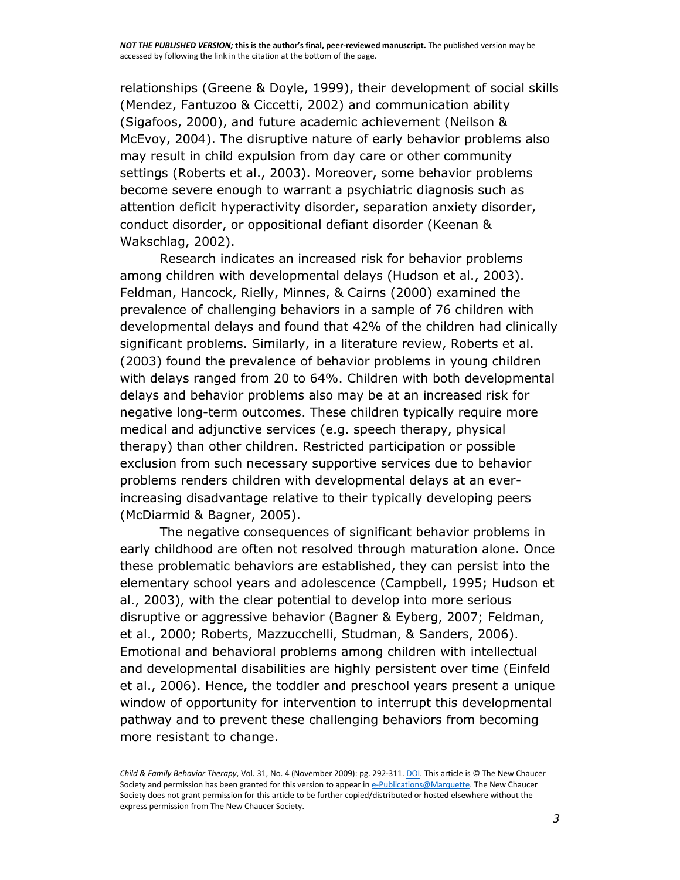relationships (Greene & Doyle, 1999), their development of social skills (Mendez, Fantuzoo & Ciccetti, 2002) and communication ability (Sigafoos, 2000), and future academic achievement (Neilson & McEvoy, 2004). The disruptive nature of early behavior problems also may result in child expulsion from day care or other community settings (Roberts et al., 2003). Moreover, some behavior problems become severe enough to warrant a psychiatric diagnosis such as attention deficit hyperactivity disorder, separation anxiety disorder, conduct disorder, or oppositional defiant disorder (Keenan & Wakschlag, 2002).

Research indicates an increased risk for behavior problems among children with developmental delays (Hudson et al., 2003). Feldman, Hancock, Rielly, Minnes, & Cairns (2000) examined the prevalence of challenging behaviors in a sample of 76 children with developmental delays and found that 42% of the children had clinically significant problems. Similarly, in a literature review, Roberts et al. (2003) found the prevalence of behavior problems in young children with delays ranged from 20 to 64%. Children with both developmental delays and behavior problems also may be at an increased risk for negative long-term outcomes. These children typically require more medical and adjunctive services (e.g. speech therapy, physical therapy) than other children. Restricted participation or possible exclusion from such necessary supportive services due to behavior problems renders children with developmental delays at an ever-increasing disadvantage relative to their typically developing peers (McDiarmid & Bagner, 2005).

The negative consequences of significant behavior problems in early childhood are often not resolved through maturation alone. Once these problematic behaviors are established, they can persist into the elementary school years and adolescence (Campbell, 1995; Hudson et al., 2003), with the clear potential to develop into more serious disruptive or aggressive behavior (Bagner & Eyberg, 2007; Feldman, et al., 2000; Roberts, Mazzucchelli, Studman, & Sanders, 2006). Emotional and behavioral problems among children with intellectual and developmental disabilities are highly persistent over time (Einfeld et al., 2006). Hence, the toddler and preschool years present a unique window of opportunity for intervention to interrupt this developmental pathway and to prevent these challenging behaviors from becoming more resistant to change.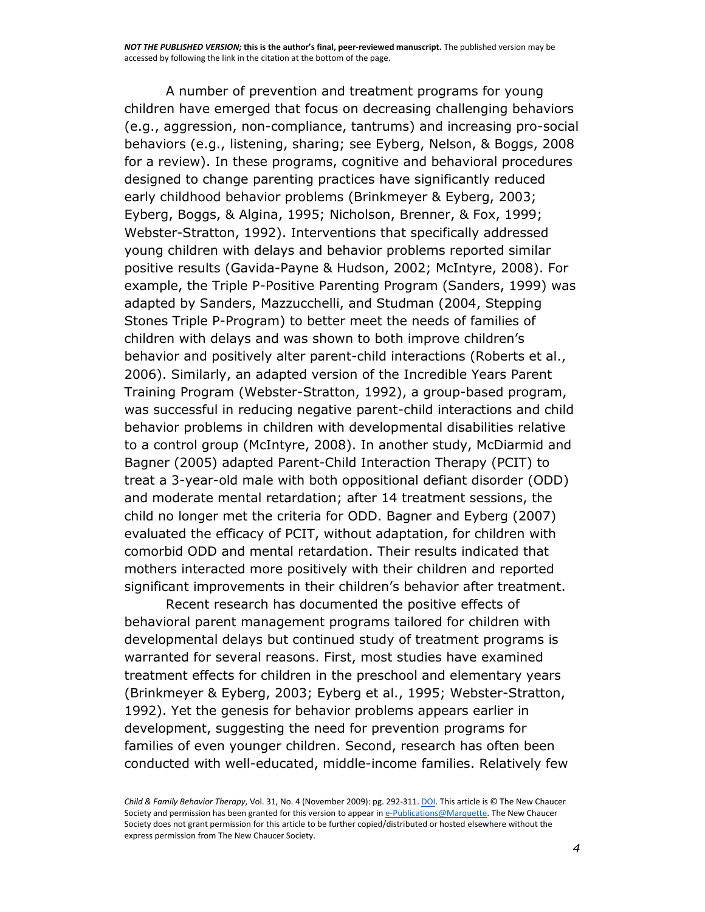A number of prevention and treatment programs for young children have emerged that focus on decreasing challenging behaviors (e.g., aggression, non-compliance, tantrums) and increasing pro-social behaviors (e.g., listening, sharing; see Eyberg, Nelson, & Boggs, 2008 for a review). In these programs, cognitive and behavioral procedures designed to change parenting practices have significantly reduced early childhood behavior problems (Brinkmeyer & Eyberg, 2003; Eyberg, Boggs, & Algina, 1995; Nicholson, Brenner, & Fox, 1999; Webster-Stratton, 1992). Interventions that specifically addressed young children with delays and behavior problems reported similar positive results (Gavida-Payne & Hudson, 2002; McIntyre, 2008). For example, the Triple P-Positive Parenting Program (Sanders, 1999) was adapted by Sanders, Mazzucchelli, and Studman (2004, Stepping Stones Triple P-Program) to better meet the needs of families of children with delays and was shown to both improve children's behavior and positively alter parent-child interactions (Roberts et al., 2006). Similarly, an adapted version of the Incredible Years Parent Training Program (Webster-Stratton, 1992), a group-based program, was successful in reducing negative parent-child interactions and child behavior problems in children with developmental disabilities relative to a control group (McIntyre, 2008). In another study, McDiarmid and Bagner (2005) adapted Parent-Child Interaction Therapy (PCIT) to treat a 3-year-old male with both oppositional defiant disorder (ODD) and moderate mental retardation; after 14 treatment sessions, the child no longer met the criteria for ODD. Bagner and Eyberg (2007) evaluated the efficacy of PCIT, without adaptation, for children with comorbid ODD and mental retardation. Their results indicated that mothers interacted more positively with their children and reported significant improvements in their children's behavior after treatment.

Recent research has documented the positive effects of behavioral parent management programs tailored for children with developmental delays but continued study of treatment programs is warranted for several reasons. First, most studies have examined treatment effects for children in the preschool and elementary years (Brinkmeyer & Eyberg, 2003; Eyberg et al., 1995; Webster-Stratton, 1992). Yet the genesis for behavior problems appears earlier in development, suggesting the need for prevention programs for families of even younger children. Second, research has often been conducted with well-educated, middle-income families. Relatively few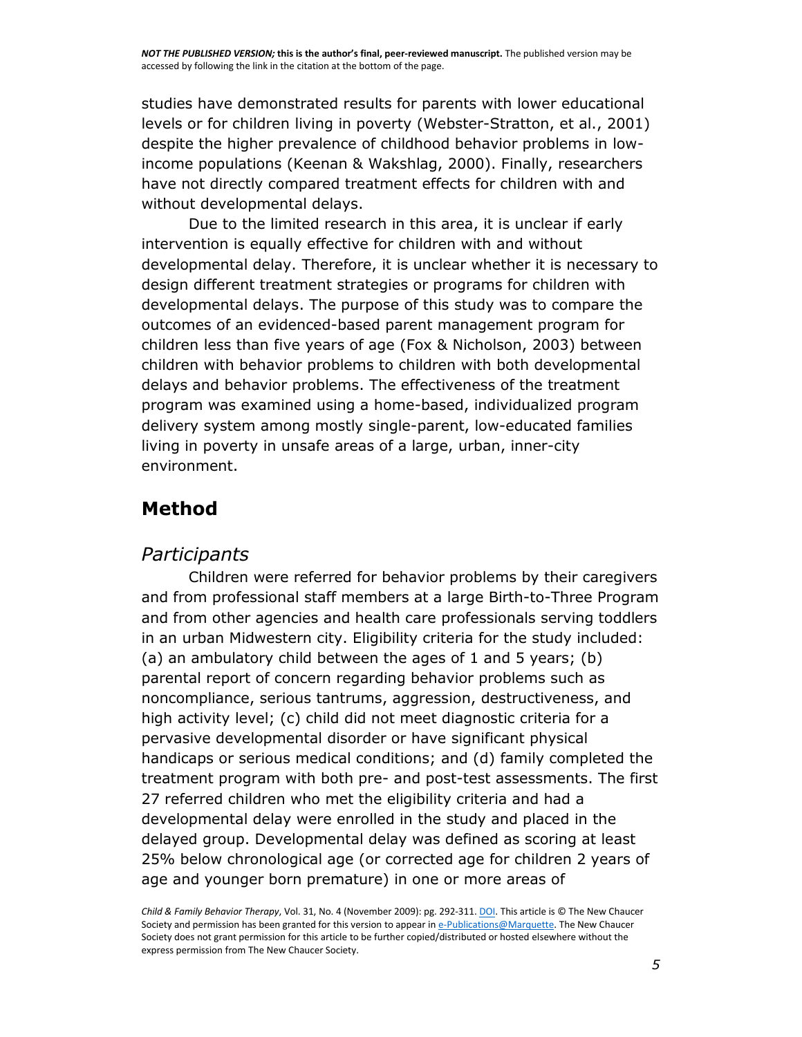studies have demonstrated results for parents with lower educational levels or for children living in poverty (Webster-Stratton, et al., 2001) despite the higher prevalence of childhood behavior problems in low-income populations (Keenan & Wakshlag, 2000). Finally, researchers have not directly compared treatment effects for children with and without developmental delays.

Due to the limited research in this area, it is unclear if early intervention is equally effective for children with and without developmental delay. Therefore, it is unclear whether it is necessary to design different treatment strategies or programs for children with developmental delays. The purpose of this study was to compare the outcomes of an evidenced-based parent management program for children less than five years of age (Fox & Nicholson, 2003) between children with behavior problems to children with both developmental delays and behavior problems. The effectiveness of the treatment program was examined using a home-based, individualized program delivery system among mostly single-parent, low-educated families living in poverty in unsafe areas of a large, urban, inner-city environment.

## Method

### *Participants*

Children were referred for behavior problems by their caregivers and from professional staff members at a large Birth-to-Three Program and from other agencies and health care professionals serving toddlers in an urban Midwestern city. Eligibility criteria for the study included: (a) an ambulatory child between the ages of 1 and 5 years; (b) parental report of concern regarding behavior problems such as noncompliance, serious tantrums, aggression, destructiveness, and high activity level; (c) child did not meet diagnostic criteria for a pervasive developmental disorder or have significant physical handicaps or serious medical conditions; and (d) family completed the treatment program with both pre- and post-test assessments. The first 27 referred children who met the eligibility criteria and had a developmental delay were enrolled in the study and placed in the delayed group. Developmental delay was defined as scoring at least 25% below chronological age (or corrected age for children 2 years of age and younger born premature) in one or more areas of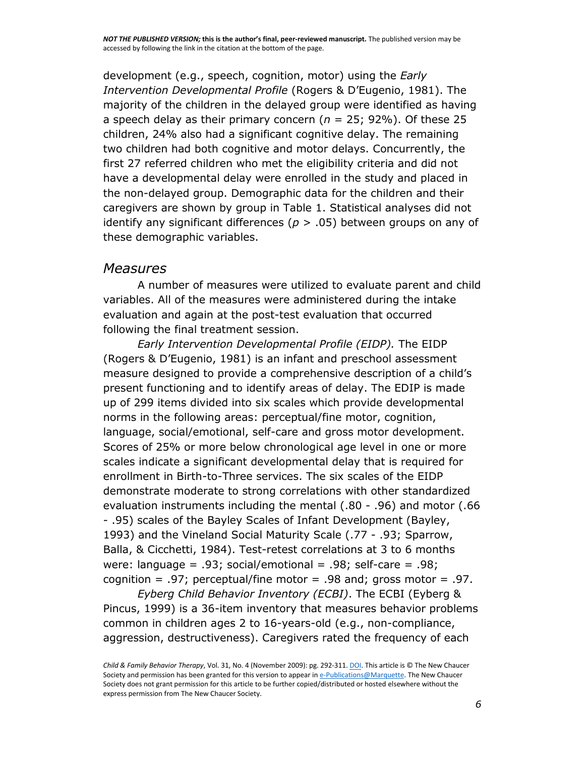development (e.g., speech, cognition, motor) using the *Early Intervention Developmental Profile* (Rogers & D'Eugenio, 1981). The majority of the children in the delayed group were identified as having a speech delay as their primary concern ($n$ = 25; 92%). Of these 25 children, 24% also had a significant cognitive delay. The remaining two children had both cognitive and motor delays. Concurrently, the first 27 referred children who met the eligibility criteria and did not have a developmental delay were enrolled in the study and placed in the non-delayed group. Demographic data for the children and their caregivers are shown by group in Table 1. Statistical analyses did not identify any significant differences ($p > .05$) between groups on any of these demographic variables.

## *Measures*

A number of measures were utilized to evaluate parent and child variables. All of the measures were administered during the intake evaluation and again at the post-test evaluation that occurred following the final treatment session.

*Early Intervention Developmental Profile (EIDP).* The EIDP (Rogers & D'Eugenio, 1981) is an infant and preschool assessment measure designed to provide a comprehensive description of a child's present functioning and to identify areas of delay. The EDIP is made up of 299 items divided into six scales which provide developmental norms in the following areas: perceptual/fine motor, cognition, language, social/emotional, self-care and gross motor development. Scores of 25% or more below chronological age level in one or more scales indicate a significant developmental delay that is required for enrollment in Birth-to-Three services. The six scales of the EIDP demonstrate moderate to strong correlations with other standardized evaluation instruments including the mental (.80 - .96) and motor (.66 - .95) scales of the Bayley Scales of Infant Development (Bayley, 1993) and the Vineland Social Maturity Scale (.77 - .93; Sparrow, Balla, & Cicchetti, 1984). Test-retest correlations at 3 to 6 months were: language = .93; social/emotional = .98; self-care = .98; cognition = .97; perceptual/fine motor = .98 and; gross motor = .97.

*Eyberg Child Behavior Inventory (ECBI)*. The ECBI (Eyberg & Pincus, 1999) is a 36-item inventory that measures behavior problems common in children ages 2 to 16-years-old (e.g., non-compliance, aggression, destructiveness). Caregivers rated the frequency of each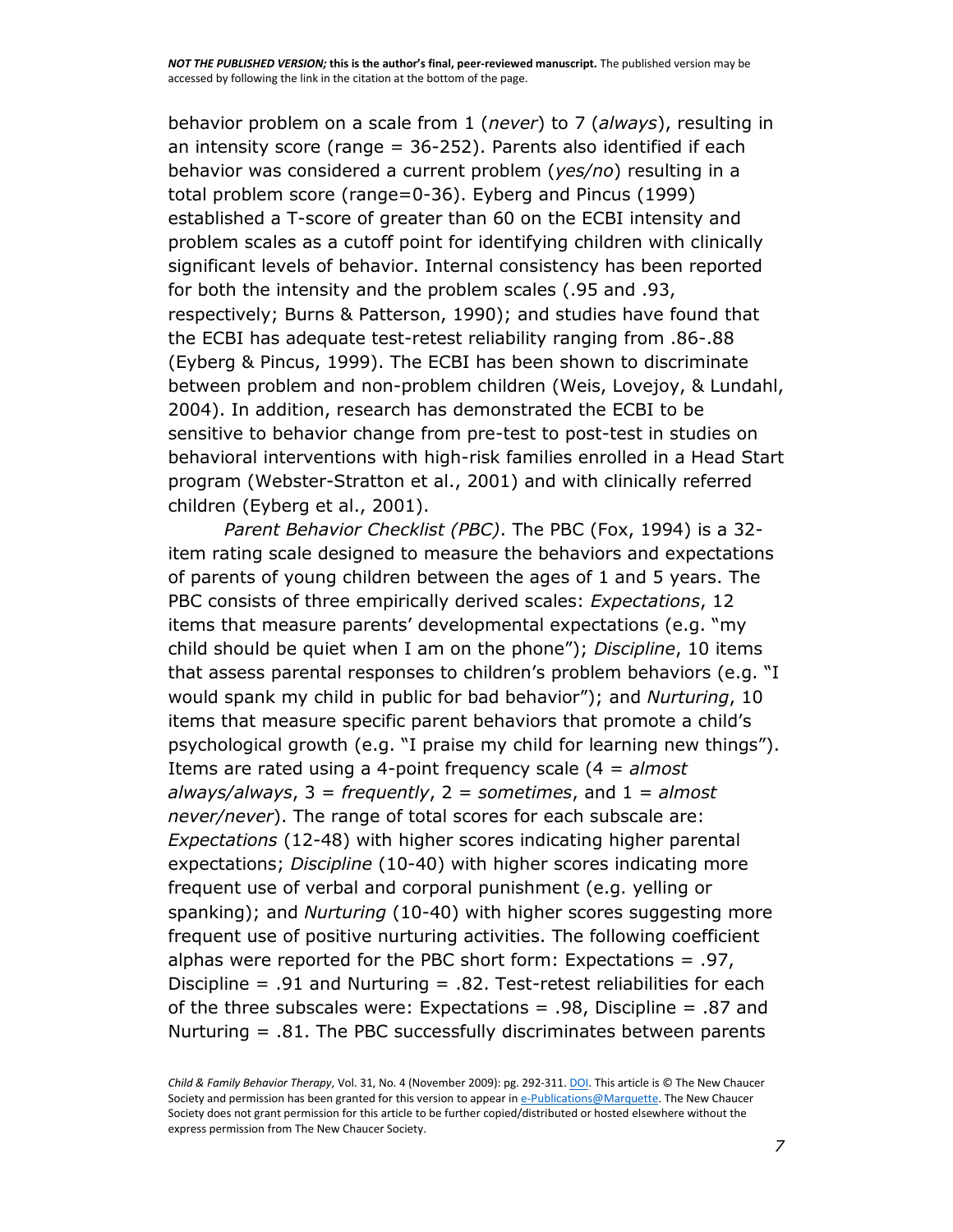behavior problem on a scale from 1 (*never*) to 7 (*always*), resulting in an intensity score (range = 36-252). Parents also identified if each behavior was considered a current problem (*yes/no*) resulting in a total problem score (range=0-36). Eyberg and Pincus (1999) established a T-score of greater than 60 on the ECBI intensity and problem scales as a cutoff point for identifying children with clinically significant levels of behavior. Internal consistency has been reported for both the intensity and the problem scales (.95 and .93, respectively; Burns & Patterson, 1990); and studies have found that the ECBI has adequate test-retest reliability ranging from .86-.88 (Eyberg & Pincus, 1999). The ECBI has been shown to discriminate between problem and non-problem children (Weis, Lovejoy, & Lundahl, 2004). In addition, research has demonstrated the ECBI to be sensitive to behavior change from pre-test to post-test in studies on behavioral interventions with high-risk families enrolled in a Head Start program (Webster-Stratton et al., 2001) and with clinically referred children (Eyberg et al., 2001).

*Parent Behavior Checklist (PBC)*. The PBC (Fox, 1994) is a 32-item rating scale designed to measure the behaviors and expectations of parents of young children between the ages of 1 and 5 years. The PBC consists of three empirically derived scales: *Expectations*, 12 items that measure parents' developmental expectations (e.g. "my child should be quiet when I am on the phone"); *Discipline*, 10 items that assess parental responses to children's problem behaviors (e.g. "I would spank my child in public for bad behavior"); and *Nurturing*, 10 items that measure specific parent behaviors that promote a child's psychological growth (e.g. "I praise my child for learning new things"). Items are rated using a 4-point frequency scale (4 = *almost always/always*, 3 = *frequently*, 2 = *sometimes*, and 1 = *almost never/never*). The range of total scores for each subscale are: *Expectations* (12-48) with higher scores indicating higher parental expectations; *Discipline* (10-40) with higher scores indicating more frequent use of verbal and corporal punishment (e.g. yelling or spanking); and *Nurturing* (10-40) with higher scores suggesting more frequent use of positive nurturing activities. The following coefficient alphas were reported for the PBC short form: Expectations = .97, Discipline = .91 and Nurturing = .82. Test-retest reliabilities for each of the three subscales were: Expectations = .98, Discipline = .87 and Nurturing = .81. The PBC successfully discriminates between parents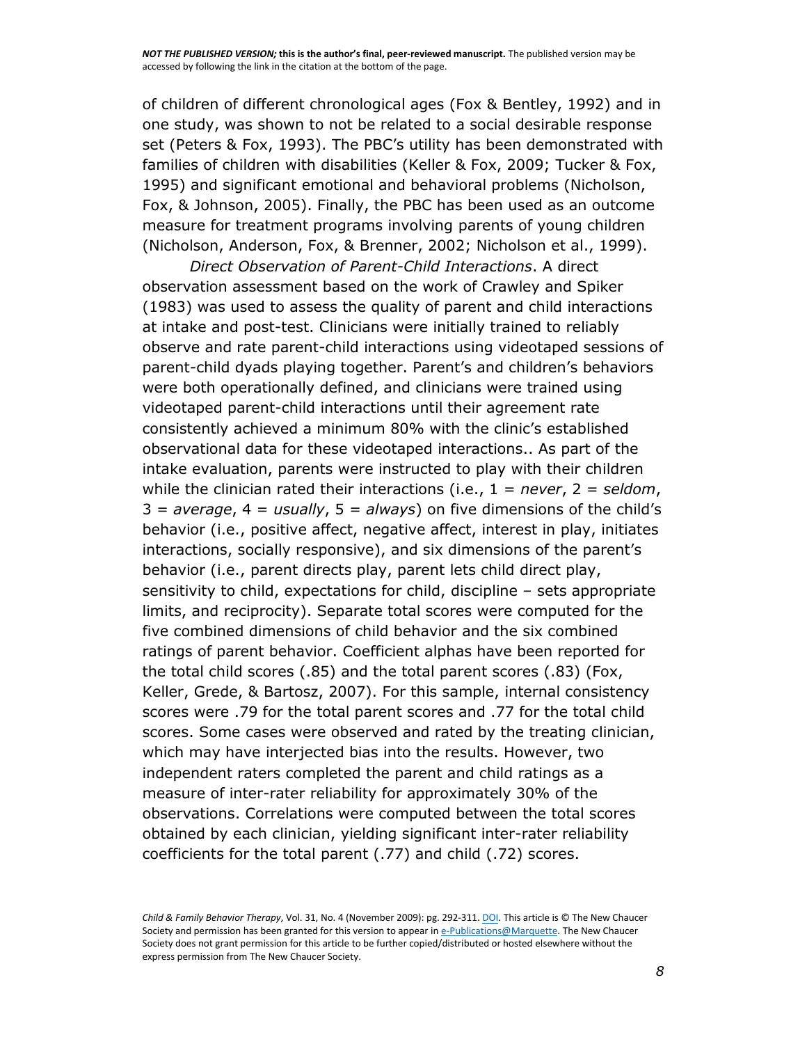of children of different chronological ages (Fox & Bentley, 1992) and in one study, was shown to not be related to a social desirable response set (Peters & Fox, 1993). The PBC's utility has been demonstrated with families of children with disabilities (Keller & Fox, 2009; Tucker & Fox, 1995) and significant emotional and behavioral problems (Nicholson, Fox, & Johnson, 2005). Finally, the PBC has been used as an outcome measure for treatment programs involving parents of young children (Nicholson, Anderson, Fox, & Brenner, 2002; Nicholson et al., 1999).

*Direct Observation of Parent-Child Interactions*. A direct observation assessment based on the work of Crawley and Spiker (1983) was used to assess the quality of parent and child interactions at intake and post-test. Clinicians were initially trained to reliably observe and rate parent-child interactions using videotaped sessions of parent-child dyads playing together. Parent's and children's behaviors were both operationally defined, and clinicians were trained using videotaped parent-child interactions until their agreement rate consistently achieved a minimum 80% with the clinic's established observational data for these videotaped interactions.. As part of the intake evaluation, parents were instructed to play with their children while the clinician rated their interactions (i.e., 1 = *never*, 2 = *seldom*, 3 = *average*, 4 = *usually*, 5 = *always*) on five dimensions of the child's behavior (i.e., positive affect, negative affect, interest in play, initiates interactions, socially responsive), and six dimensions of the parent's behavior (i.e., parent directs play, parent lets child direct play, sensitivity to child, expectations for child, discipline – sets appropriate limits, and reciprocity). Separate total scores were computed for the five combined dimensions of child behavior and the six combined ratings of parent behavior. Coefficient alphas have been reported for the total child scores (.85) and the total parent scores (.83) (Fox, Keller, Grede, & Bartosz, 2007). For this sample, internal consistency scores were .79 for the total parent scores and .77 for the total child scores. Some cases were observed and rated by the treating clinician, which may have interjected bias into the results. However, two independent raters completed the parent and child ratings as a measure of inter-rater reliability for approximately 30% of the observations. Correlations were computed between the total scores obtained by each clinician, yielding significant inter-rater reliability coefficients for the total parent (.77) and child (.72) scores.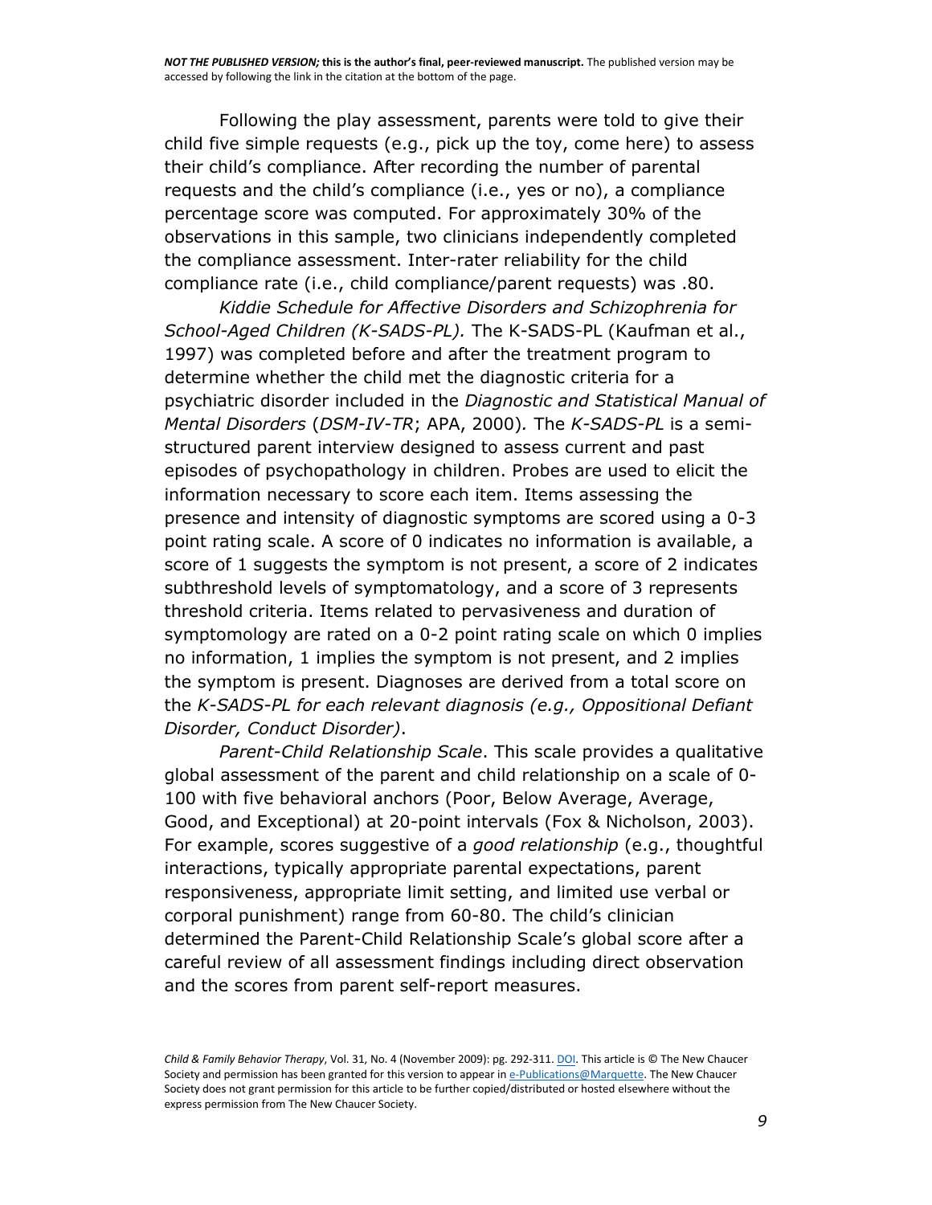Following the play assessment, parents were told to give their child five simple requests (e.g., pick up the toy, come here) to assess their child's compliance. After recording the number of parental requests and the child's compliance (i.e., yes or no), a compliance percentage score was computed. For approximately 30% of the observations in this sample, two clinicians independently completed the compliance assessment. Inter-rater reliability for the child compliance rate (i.e., child compliance/parent requests) was .80.

*Kiddie Schedule for Affective Disorders and Schizophrenia for School-Aged Children (K-SADS-PL).* The K-SADS-PL (Kaufman et al., 1997) was completed before and after the treatment program to determine whether the child met the diagnostic criteria for a psychiatric disorder included in the *Diagnostic and Statistical Manual of Mental Disorders* (*DSM-IV-TR*; APA, 2000). The *K-SADS-PL* is a semi-structured parent interview designed to assess current and past episodes of psychopathology in children. Probes are used to elicit the information necessary to score each item. Items assessing the presence and intensity of diagnostic symptoms are scored using a 0-3 point rating scale. A score of 0 indicates no information is available, a score of 1 suggests the symptom is not present, a score of 2 indicates subthreshold levels of symptomatology, and a score of 3 represents threshold criteria. Items related to pervasiveness and duration of symptomology are rated on a 0-2 point rating scale on which 0 implies no information, 1 implies the symptom is not present, and 2 implies the symptom is present. Diagnoses are derived from a total score on the *K-SADS-PL for each relevant diagnosis (e.g., Oppositional Defiant Disorder, Conduct Disorder)*.

*Parent-Child Relationship Scale*. This scale provides a qualitative global assessment of the parent and child relationship on a scale of 0-100 with five behavioral anchors (Poor, Below Average, Average, Good, and Exceptional) at 20-point intervals (Fox & Nicholson, 2003). For example, scores suggestive of a *good relationship* (e.g., thoughtful interactions, typically appropriate parental expectations, parent responsiveness, appropriate limit setting, and limited use verbal or corporal punishment) range from 60-80. The child's clinician determined the Parent-Child Relationship Scale's global score after a careful review of all assessment findings including direct observation and the scores from parent self-report measures.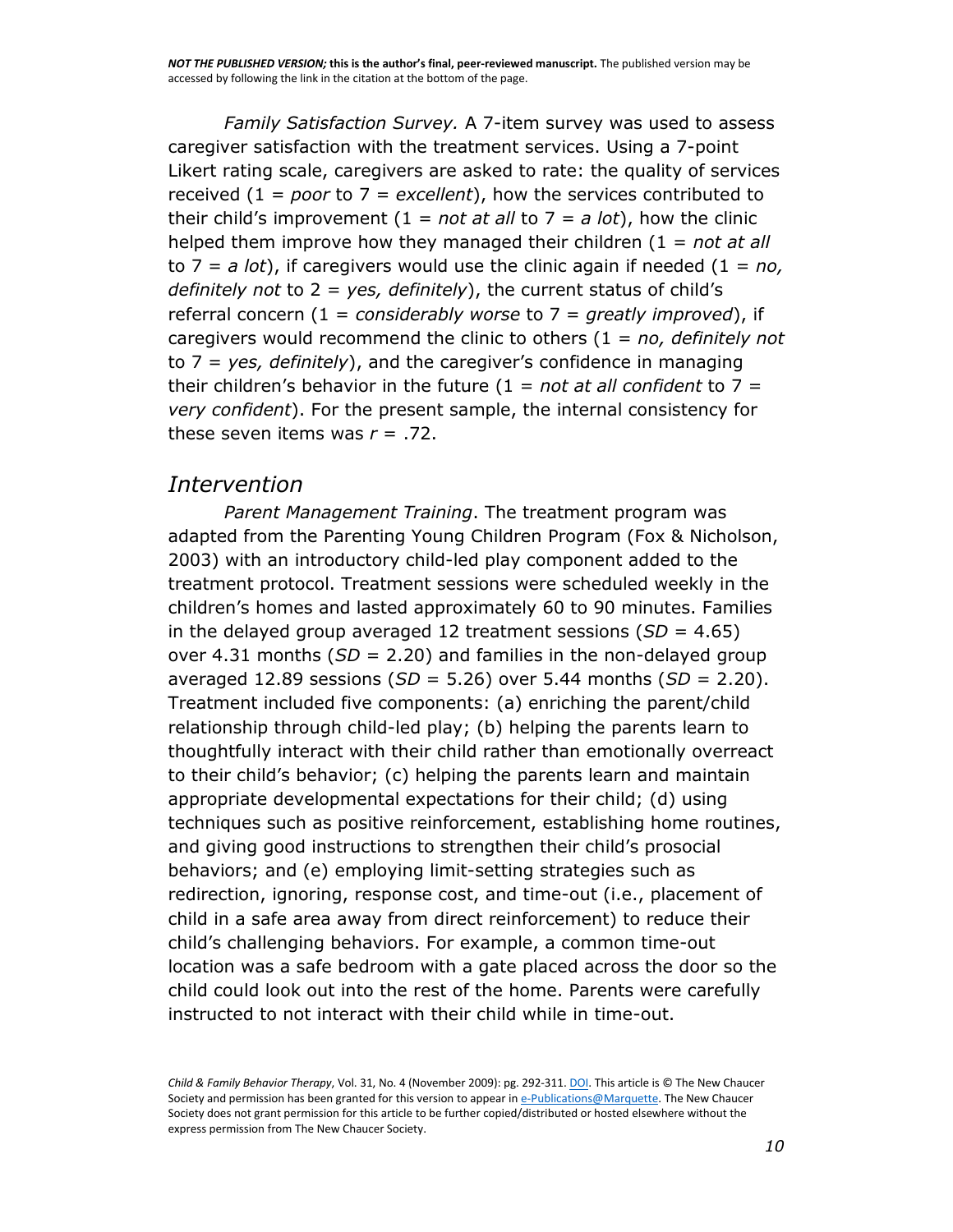*Family Satisfaction Survey.* A 7-item survey was used to assess caregiver satisfaction with the treatment services. Using a 7-point Likert rating scale, caregivers are asked to rate: the quality of services received (1 = *poor* to 7 = *excellent*), how the services contributed to their child's improvement (1 = *not at all* to 7 = *a lot*), how the clinic helped them improve how they managed their children (1 = *not at all* to 7 = *a lot*), if caregivers would use the clinic again if needed (1 = *no, definitely not* to 2 = *yes, definitely*), the current status of child's referral concern (1 = *considerably worse* to 7 = *greatly improved*), if caregivers would recommend the clinic to others (1 = *no, definitely not* to 7 = *yes, definitely*), and the caregiver's confidence in managing their children's behavior in the future (1 = *not at all confident* to 7 = *very confident*). For the present sample, the internal consistency for these seven items was $r = .72$.

## *Intervention*

*Parent Management Training*. The treatment program was adapted from the Parenting Young Children Program (Fox & Nicholson, 2003) with an introductory child-led play component added to the treatment protocol. Treatment sessions were scheduled weekly in the children's homes and lasted approximately 60 to 90 minutes. Families in the delayed group averaged 12 treatment sessions ($SD = 4.65$) over 4.31 months ($SD = 2.20$) and families in the non-delayed group averaged 12.89 sessions ($SD = 5.26$) over 5.44 months ($SD = 2.20$). Treatment included five components: (a) enriching the parent/child relationship through child-led play; (b) helping the parents learn to thoughtfully interact with their child rather than emotionally overreact to their child's behavior; (c) helping the parents learn and maintain appropriate developmental expectations for their child; (d) using techniques such as positive reinforcement, establishing home routines, and giving good instructions to strengthen their child's prosocial behaviors; and (e) employing limit-setting strategies such as redirection, ignoring, response cost, and time-out (i.e., placement of child in a safe area away from direct reinforcement) to reduce their child's challenging behaviors. For example, a common time-out location was a safe bedroom with a gate placed across the door so the child could look out into the rest of the home. Parents were carefully instructed to not interact with their child while in time-out.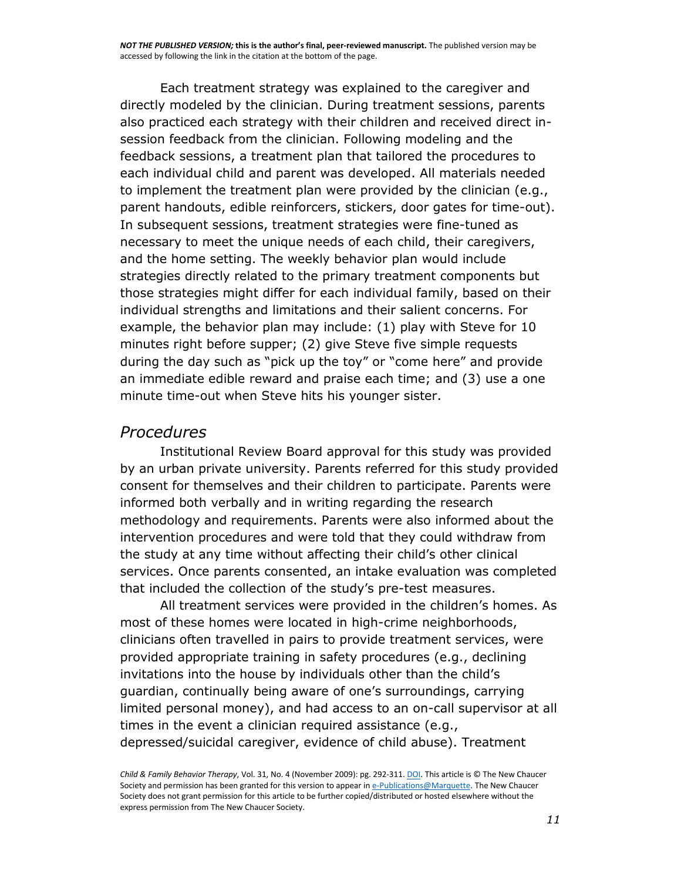Each treatment strategy was explained to the caregiver and directly modeled by the clinician. During treatment sessions, parents also practiced each strategy with their children and received direct in-session feedback from the clinician. Following modeling and the feedback sessions, a treatment plan that tailored the procedures to each individual child and parent was developed. All materials needed to implement the treatment plan were provided by the clinician (e.g., parent handouts, edible reinforcers, stickers, door gates for time-out). In subsequent sessions, treatment strategies were fine-tuned as necessary to meet the unique needs of each child, their caregivers, and the home setting. The weekly behavior plan would include strategies directly related to the primary treatment components but those strategies might differ for each individual family, based on their individual strengths and limitations and their salient concerns. For example, the behavior plan may include: (1) play with Steve for 10 minutes right before supper; (2) give Steve five simple requests during the day such as "pick up the toy" or "come here" and provide an immediate edible reward and praise each time; and (3) use a one minute time-out when Steve hits his younger sister.

## *Procedures*

Institutional Review Board approval for this study was provided by an urban private university. Parents referred for this study provided consent for themselves and their children to participate. Parents were informed both verbally and in writing regarding the research methodology and requirements. Parents were also informed about the intervention procedures and were told that they could withdraw from the study at any time without affecting their child's other clinical services. Once parents consented, an intake evaluation was completed that included the collection of the study's pre-test measures.

All treatment services were provided in the children's homes. As most of these homes were located in high-crime neighborhoods, clinicians often travelled in pairs to provide treatment services, were provided appropriate training in safety procedures (e.g., declining invitations into the house by individuals other than the child's guardian, continually being aware of one's surroundings, carrying limited personal money), and had access to an on-call supervisor at all times in the event a clinician required assistance (e.g., depressed/suicidal caregiver, evidence of child abuse). Treatment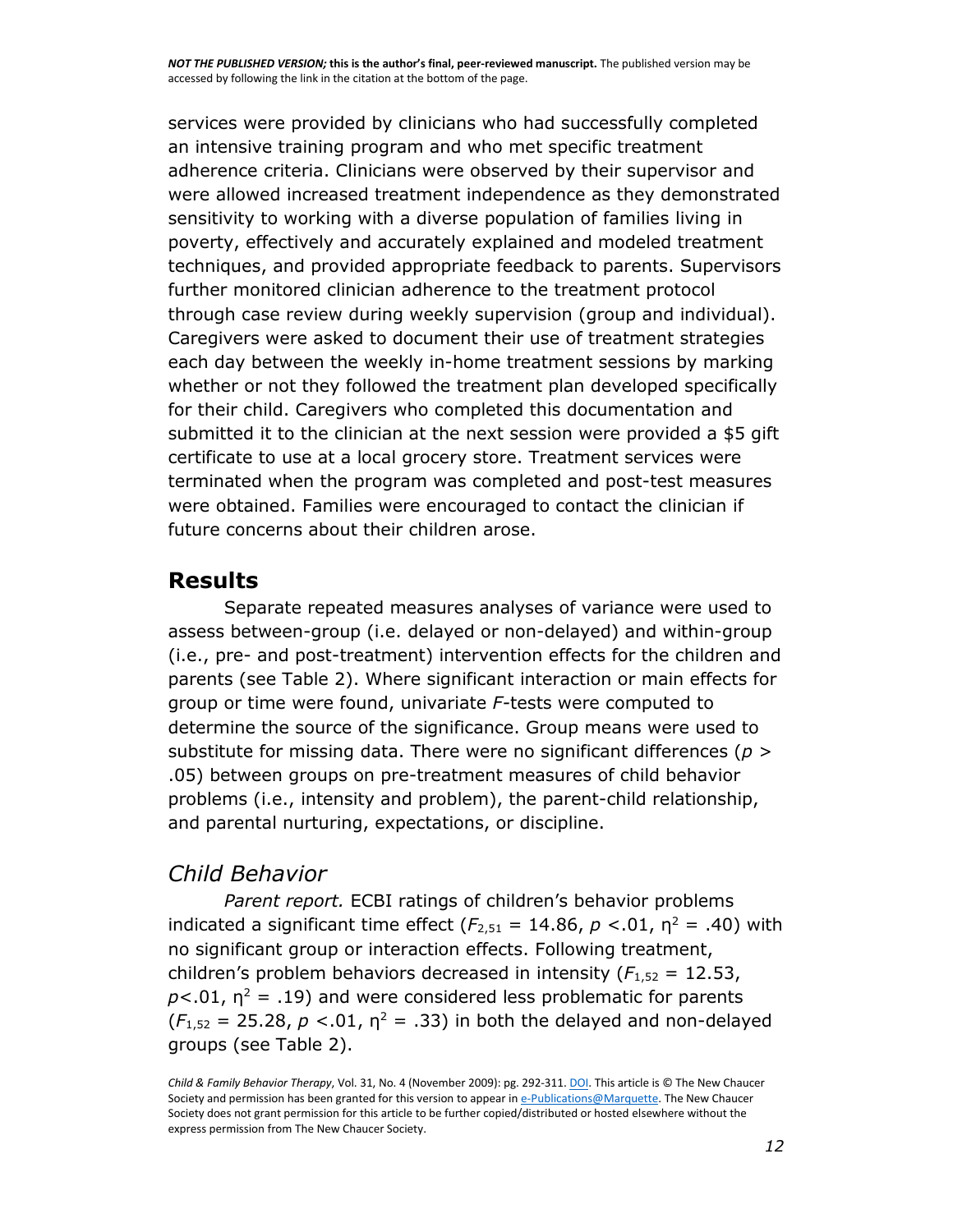services were provided by clinicians who had successfully completed an intensive training program and who met specific treatment adherence criteria. Clinicians were observed by their supervisor and were allowed increased treatment independence as they demonstrated sensitivity to working with a diverse population of families living in poverty, effectively and accurately explained and modeled treatment techniques, and provided appropriate feedback to parents. Supervisors further monitored clinician adherence to the treatment protocol through case review during weekly supervision (group and individual). Caregivers were asked to document their use of treatment strategies each day between the weekly in-home treatment sessions by marking whether or not they followed the treatment plan developed specifically for their child. Caregivers who completed this documentation and submitted it to the clinician at the next session were provided a $5 gift certificate to use at a local grocery store. Treatment services were terminated when the program was completed and post-test measures were obtained. Families were encouraged to contact the clinician if future concerns about their children arose.

## Results

Separate repeated measures analyses of variance were used to assess between-group (i.e. delayed or non-delayed) and within-group (i.e., pre- and post-treatment) intervention effects for the children and parents (see Table 2). Where significant interaction or main effects for group or time were found, univariate *F*-tests were computed to determine the source of the significance. Group means were used to substitute for missing data. There were no significant differences ($p > .05$) between groups on pre-treatment measures of child behavior problems (i.e., intensity and problem), the parent-child relationship, and parental nurturing, expectations, or discipline.

### *Child Behavior*

*Parent report.* ECBI ratings of children's behavior problems indicated a significant time effect ($F_{2,51} = 14.86$, $p < .01$, $\eta^2 = .40$) with no significant group or interaction effects. Following treatment, children's problem behaviors decreased in intensity ($F_{1,52} = 12.53$, $p < .01$, $\eta^2 = .19$) and were considered less problematic for parents ($F_{1,52} = 25.28$, $p < .01$, $\eta^2 = .33$) in both the delayed and non-delayed groups (see Table 2).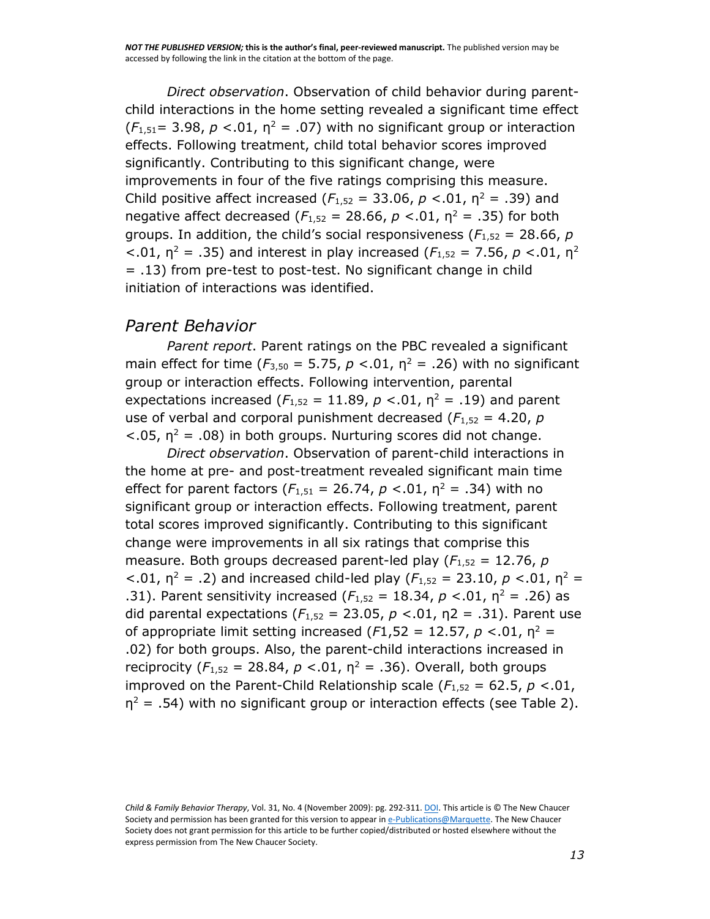*Direct observation*. Observation of child behavior during parent-child interactions in the home setting revealed a significant time effect ($F_{1,51}$= 3.98, $p$ <.01, $\eta^2$ = .07) with no significant group or interaction effects. Following treatment, child total behavior scores improved significantly. Contributing to this significant change, were improvements in four of the five ratings comprising this measure. Child positive affect increased ($F_{1,52}$ = 33.06, $p$ <.01, $\eta^2$ = .39) and negative affect decreased ($F_{1,52}$ = 28.66, $p$ <.01, $\eta^2$ = .35) for both groups. In addition, the child's social responsiveness ($F_{1,52}$ = 28.66, $p$ <.01, $\eta^2$ = .35) and interest in play increased ($F_{1,52}$ = 7.56, $p$ <.01, $\eta^2$ = .13) from pre-test to post-test. No significant change in child initiation of interactions was identified.

## *Parent Behavior*

*Parent report*. Parent ratings on the PBC revealed a significant main effect for time ($F_{3,50}$ = 5.75, $p$ <.01, $\eta^2$ = .26) with no significant group or interaction effects. Following intervention, parental expectations increased ($F_{1,52}$ = 11.89, $p$ <.01, $\eta^2$ = .19) and parent use of verbal and corporal punishment decreased ($F_{1,52}$ = 4.20, $p$ <.05, $\eta^2$ = .08) in both groups. Nurturing scores did not change.

*Direct observation*. Observation of parent-child interactions in the home at pre- and post-treatment revealed significant main time effect for parent factors ($F_{1,51}$ = 26.74, $p$ <.01, $\eta^2$ = .34) with no significant group or interaction effects. Following treatment, parent total scores improved significantly. Contributing to this significant change were improvements in all six ratings that comprise this measure. Both groups decreased parent-led play ($F_{1,52}$ = 12.76, $p$ <.01, $\eta^2$ = .2) and increased child-led play ($F_{1,52}$ = 23.10, $p$ <.01, $\eta^2$ = .31). Parent sensitivity increased ($F_{1,52}$ = 18.34, $p$ <.01, $\eta^2$ = .26) as did parental expectations ($F_{1,52}$ = 23.05, $p$ <.01, η2 = .31). Parent use of appropriate limit setting increased ($F$1,52 = 12.57, $p$ <.01, $\eta^2$ = .02) for both groups. Also, the parent-child interactions increased in reciprocity ($F_{1,52}$ = 28.84, $p$ <.01, $\eta^2$ = .36). Overall, both groups improved on the Parent-Child Relationship scale ($F_{1,52}$ = 62.5, $p$ <.01, $\eta^2$ = .54) with no significant group or interaction effects (see Table 2).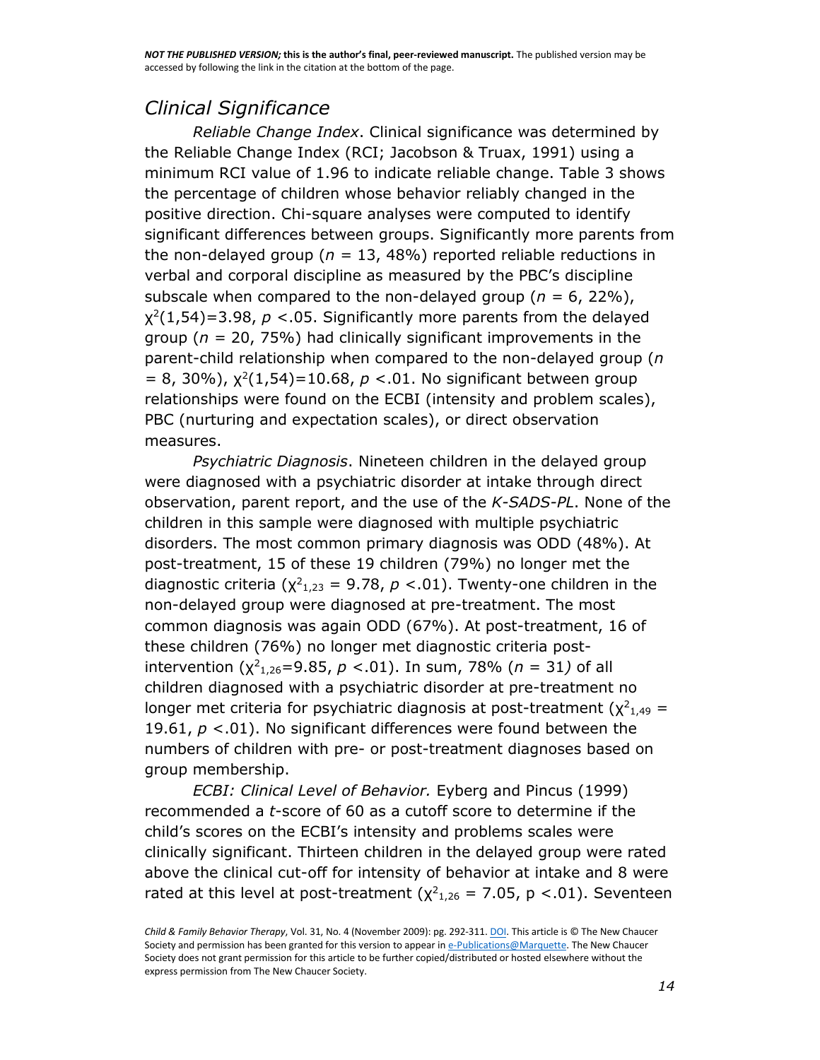## *Clinical Significance*

*Reliable Change Index*. Clinical significance was determined by the Reliable Change Index (RCI; Jacobson & Truax, 1991) using a minimum RCI value of 1.96 to indicate reliable change. Table 3 shows the percentage of children whose behavior reliably changed in the positive direction. Chi-square analyses were computed to identify significant differences between groups. Significantly more parents from the non-delayed group ($n$ = 13, 48%) reported reliable reductions in verbal and corporal discipline as measured by the PBC's discipline subscale when compared to the non-delayed group ($n$ = 6, 22%), $\chi^2(1,54)=3.98$, $p$ <.05. Significantly more parents from the delayed group ($n$ = 20, 75%) had clinically significant improvements in the parent-child relationship when compared to the non-delayed group ($n$ = 8, 30%), $\chi^2(1,54)=10.68$, $p$ <.01. No significant between group relationships were found on the ECBI (intensity and problem scales), PBC (nurturing and expectation scales), or direct observation measures.

*Psychiatric Diagnosis*. Nineteen children in the delayed group were diagnosed with a psychiatric disorder at intake through direct observation, parent report, and the use of the *K-SADS-PL*. None of the children in this sample were diagnosed with multiple psychiatric disorders. The most common primary diagnosis was ODD (48%). At post-treatment, 15 of these 19 children (79%) no longer met the diagnostic criteria ($\chi^2_{1,23}$ = 9.78, $p$ <.01). Twenty-one children in the non-delayed group were diagnosed at pre-treatment. The most common diagnosis was again ODD (67%). At post-treatment, 16 of these children (76%) no longer met diagnostic criteria post-intervention ($\chi^2_{1,26}$=9.85, $p$ <.01). In sum, 78% ($n$ = 31) of all children diagnosed with a psychiatric disorder at pre-treatment no longer met criteria for psychiatric diagnosis at post-treatment ($\chi^2_{1,49}$ = 19.61, $p$ <.01). No significant differences were found between the numbers of children with pre- or post-treatment diagnoses based on group membership.

*ECBI: Clinical Level of Behavior.* Eyberg and Pincus (1999) recommended a *t*-score of 60 as a cutoff score to determine if the child's scores on the ECBI's intensity and problems scales were clinically significant. Thirteen children in the delayed group were rated above the clinical cut-off for intensity of behavior at intake and 8 were rated at this level at post-treatment ($\chi^2_{1,26}$ = 7.05, p <.01). Seventeen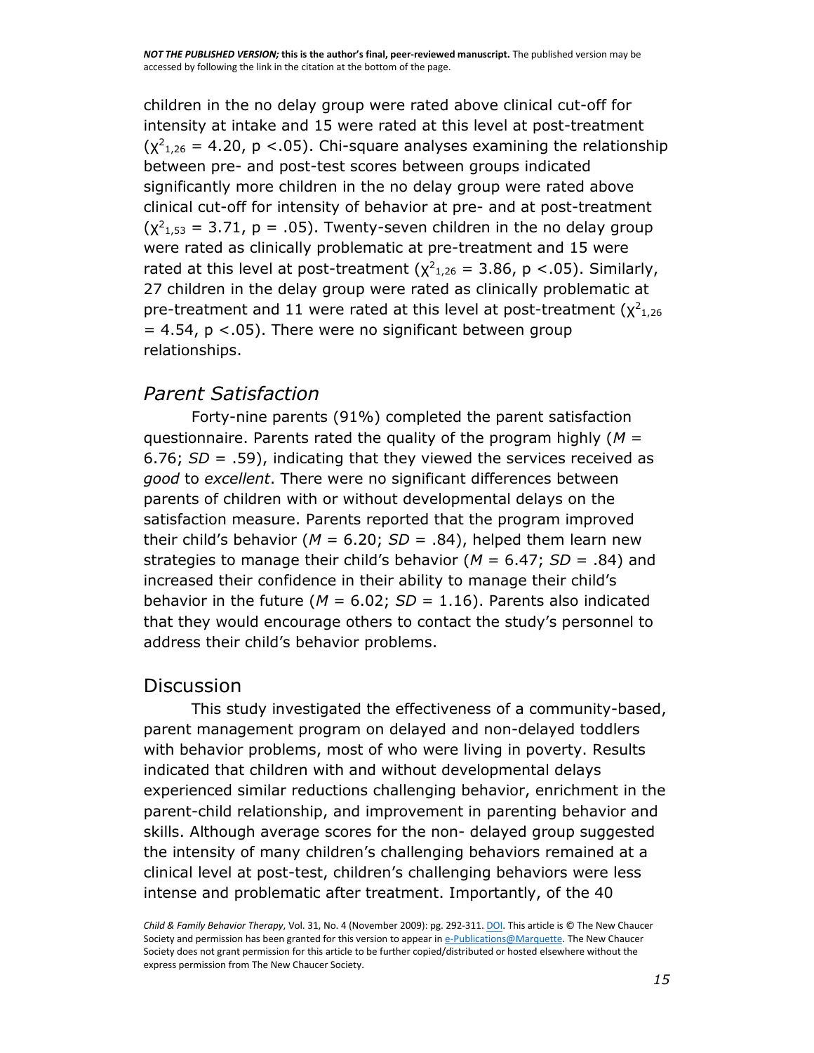children in the no delay group were rated above clinical cut-off for intensity at intake and 15 were rated at this level at post-treatment ($\chi^2_{1,26}$ = 4.20, p <.05). Chi-square analyses examining the relationship between pre- and post-test scores between groups indicated significantly more children in the no delay group were rated above clinical cut-off for intensity of behavior at pre- and at post-treatment ($\chi^2_{1,53}$ = 3.71, p = .05). Twenty-seven children in the no delay group were rated as clinically problematic at pre-treatment and 15 were rated at this level at post-treatment ($\chi^2_{1,26}$ = 3.86, p <.05). Similarly, 27 children in the delay group were rated as clinically problematic at pre-treatment and 11 were rated at this level at post-treatment ($\chi^2_{1,26}$ = 4.54, p <.05). There were no significant between group relationships.

## *Parent Satisfaction*

Forty-nine parents (91%) completed the parent satisfaction questionnaire. Parents rated the quality of the program highly (*M* = 6.76; *SD* = .59), indicating that they viewed the services received as *good* to *excellent*. There were no significant differences between parents of children with or without developmental delays on the satisfaction measure. Parents reported that the program improved their child's behavior (*M* = 6.20; *SD* = .84), helped them learn new strategies to manage their child's behavior (*M* = 6.47; *SD* = .84) and increased their confidence in their ability to manage their child's behavior in the future (*M* = 6.02; *SD* = 1.16). Parents also indicated that they would encourage others to contact the study's personnel to address their child's behavior problems.

# Discussion

This study investigated the effectiveness of a community-based, parent management program on delayed and non-delayed toddlers with behavior problems, most of who were living in poverty. Results indicated that children with and without developmental delays experienced similar reductions challenging behavior, enrichment in the parent-child relationship, and improvement in parenting behavior and skills. Although average scores for the non- delayed group suggested the intensity of many children's challenging behaviors remained at a clinical level at post-test, children's challenging behaviors were less intense and problematic after treatment. Importantly, of the 40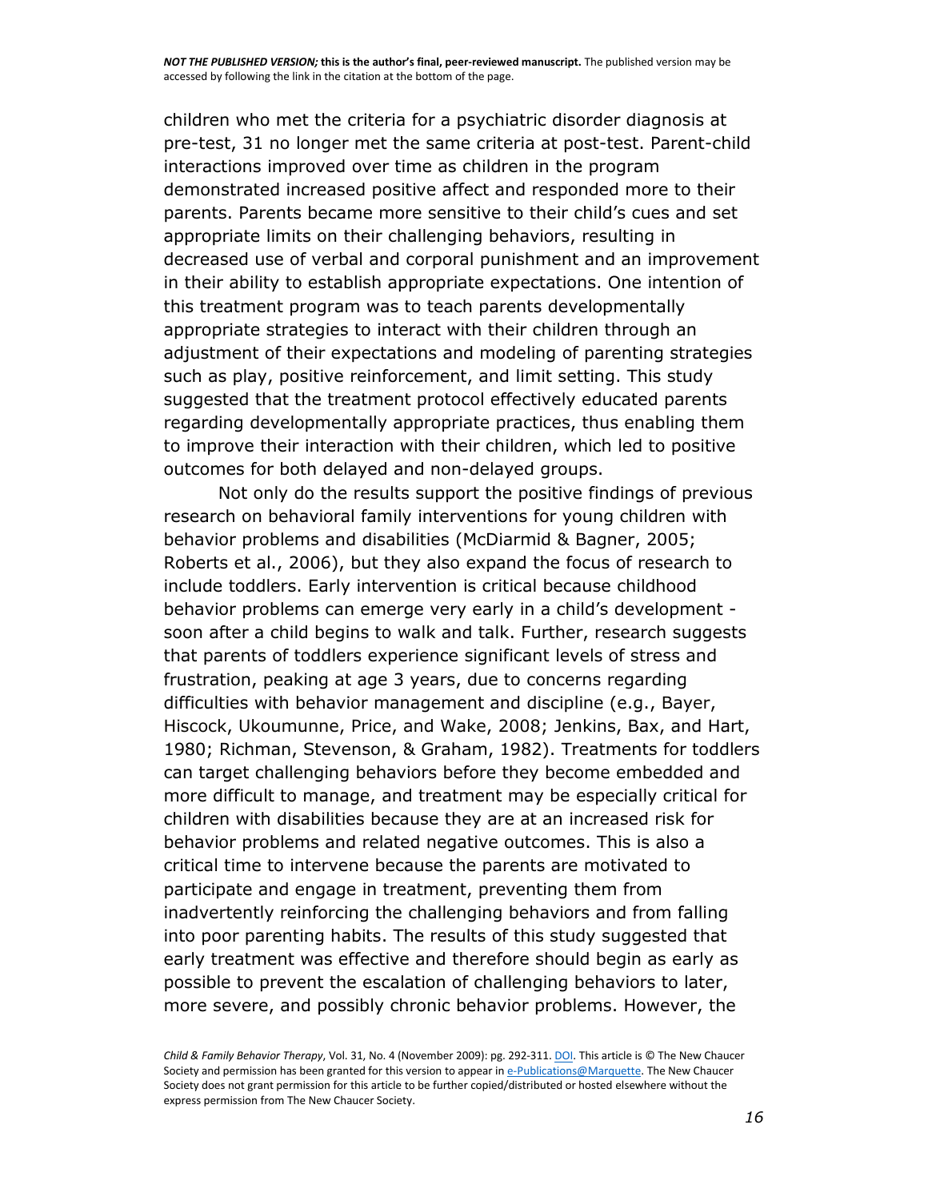children who met the criteria for a psychiatric disorder diagnosis at pre-test, 31 no longer met the same criteria at post-test. Parent-child interactions improved over time as children in the program demonstrated increased positive affect and responded more to their parents. Parents became more sensitive to their child's cues and set appropriate limits on their challenging behaviors, resulting in decreased use of verbal and corporal punishment and an improvement in their ability to establish appropriate expectations. One intention of this treatment program was to teach parents developmentally appropriate strategies to interact with their children through an adjustment of their expectations and modeling of parenting strategies such as play, positive reinforcement, and limit setting. This study suggested that the treatment protocol effectively educated parents regarding developmentally appropriate practices, thus enabling them to improve their interaction with their children, which led to positive outcomes for both delayed and non-delayed groups.

Not only do the results support the positive findings of previous research on behavioral family interventions for young children with behavior problems and disabilities (McDiarmid & Bagner, 2005; Roberts et al., 2006), but they also expand the focus of research to include toddlers. Early intervention is critical because childhood behavior problems can emerge very early in a child's development - soon after a child begins to walk and talk. Further, research suggests that parents of toddlers experience significant levels of stress and frustration, peaking at age 3 years, due to concerns regarding difficulties with behavior management and discipline (e.g., Bayer, Hiscock, Ukoumunne, Price, and Wake, 2008; Jenkins, Bax, and Hart, 1980; Richman, Stevenson, & Graham, 1982). Treatments for toddlers can target challenging behaviors before they become embedded and more difficult to manage, and treatment may be especially critical for children with disabilities because they are at an increased risk for behavior problems and related negative outcomes. This is also a critical time to intervene because the parents are motivated to participate and engage in treatment, preventing them from inadvertently reinforcing the challenging behaviors and from falling into poor parenting habits. The results of this study suggested that early treatment was effective and therefore should begin as early as possible to prevent the escalation of challenging behaviors to later, more severe, and possibly chronic behavior problems. However, the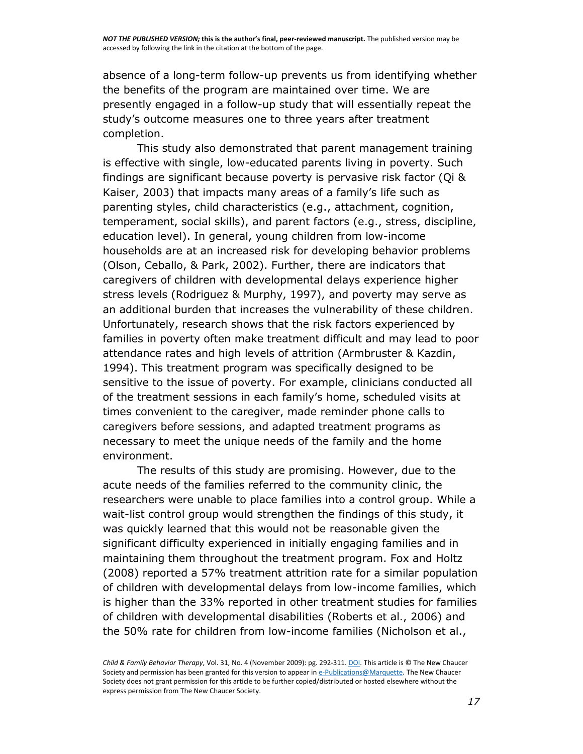absence of a long-term follow-up prevents us from identifying whether the benefits of the program are maintained over time. We are presently engaged in a follow-up study that will essentially repeat the study's outcome measures one to three years after treatment completion.

This study also demonstrated that parent management training is effective with single, low-educated parents living in poverty. Such findings are significant because poverty is pervasive risk factor (Qi & Kaiser, 2003) that impacts many areas of a family's life such as parenting styles, child characteristics (e.g., attachment, cognition, temperament, social skills), and parent factors (e.g., stress, discipline, education level). In general, young children from low-income households are at an increased risk for developing behavior problems (Olson, Ceballo, & Park, 2002). Further, there are indicators that caregivers of children with developmental delays experience higher stress levels (Rodriguez & Murphy, 1997), and poverty may serve as an additional burden that increases the vulnerability of these children. Unfortunately, research shows that the risk factors experienced by families in poverty often make treatment difficult and may lead to poor attendance rates and high levels of attrition (Armbruster & Kazdin, 1994). This treatment program was specifically designed to be sensitive to the issue of poverty. For example, clinicians conducted all of the treatment sessions in each family's home, scheduled visits at times convenient to the caregiver, made reminder phone calls to caregivers before sessions, and adapted treatment programs as necessary to meet the unique needs of the family and the home environment.

The results of this study are promising. However, due to the acute needs of the families referred to the community clinic, the researchers were unable to place families into a control group. While a wait-list control group would strengthen the findings of this study, it was quickly learned that this would not be reasonable given the significant difficulty experienced in initially engaging families and in maintaining them throughout the treatment program. Fox and Holtz (2008) reported a 57% treatment attrition rate for a similar population of children with developmental delays from low-income families, which is higher than the 33% reported in other treatment studies for families of children with developmental disabilities (Roberts et al., 2006) and the 50% rate for children from low-income families (Nicholson et al.,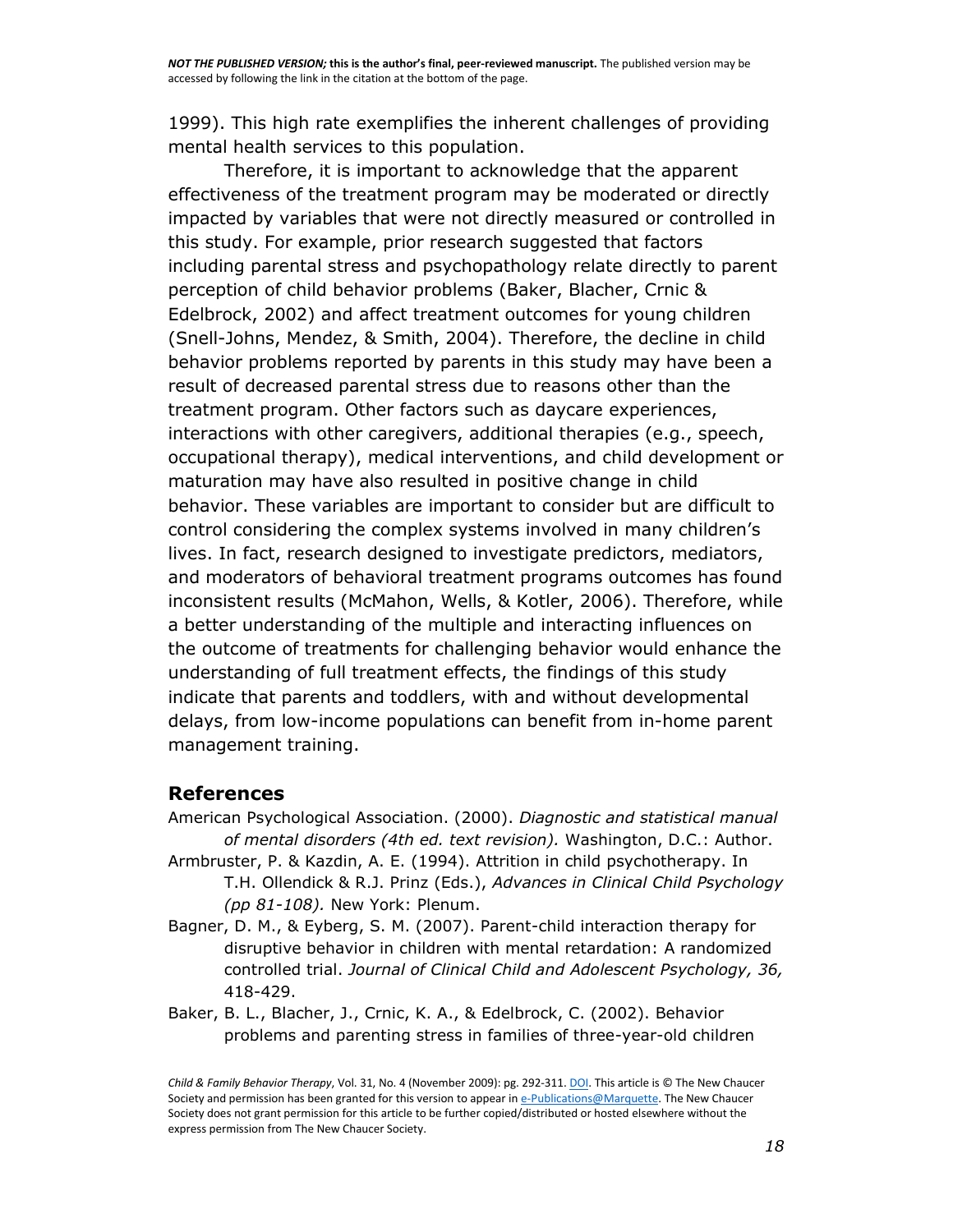1999). This high rate exemplifies the inherent challenges of providing mental health services to this population.

Therefore, it is important to acknowledge that the apparent effectiveness of the treatment program may be moderated or directly impacted by variables that were not directly measured or controlled in this study. For example, prior research suggested that factors including parental stress and psychopathology relate directly to parent perception of child behavior problems (Baker, Blacher, Crnic & Edelbrock, 2002) and affect treatment outcomes for young children (Snell-Johns, Mendez, & Smith, 2004). Therefore, the decline in child behavior problems reported by parents in this study may have been a result of decreased parental stress due to reasons other than the treatment program. Other factors such as daycare experiences, interactions with other caregivers, additional therapies (e.g., speech, occupational therapy), medical interventions, and child development or maturation may have also resulted in positive change in child behavior. These variables are important to consider but are difficult to control considering the complex systems involved in many children's lives. In fact, research designed to investigate predictors, mediators, and moderators of behavioral treatment programs outcomes has found inconsistent results (McMahon, Wells, & Kotler, 2006). Therefore, while a better understanding of the multiple and interacting influences on the outcome of treatments for challenging behavior would enhance the understanding of full treatment effects, the findings of this study indicate that parents and toddlers, with and without developmental delays, from low-income populations can benefit from in-home parent management training.

## References

American Psychological Association. (2000). *Diagnostic and statistical manual of mental disorders (4th ed. text revision).* Washington, D.C.: Author.

Armbruster, P. & Kazdin, A. E. (1994). Attrition in child psychotherapy. In T.H. Ollendick & R.J. Prinz (Eds.), *Advances in Clinical Child Psychology (pp 81-108).* New York: Plenum.

Bagner, D. M., & Eyberg, S. M. (2007). Parent-child interaction therapy for disruptive behavior in children with mental retardation: A randomized controlled trial. *Journal of Clinical Child and Adolescent Psychology, 36,* 418-429.

Baker, B. L., Blacher, J., Crnic, K. A., & Edelbrock, C. (2002). Behavior problems and parenting stress in families of three-year-old children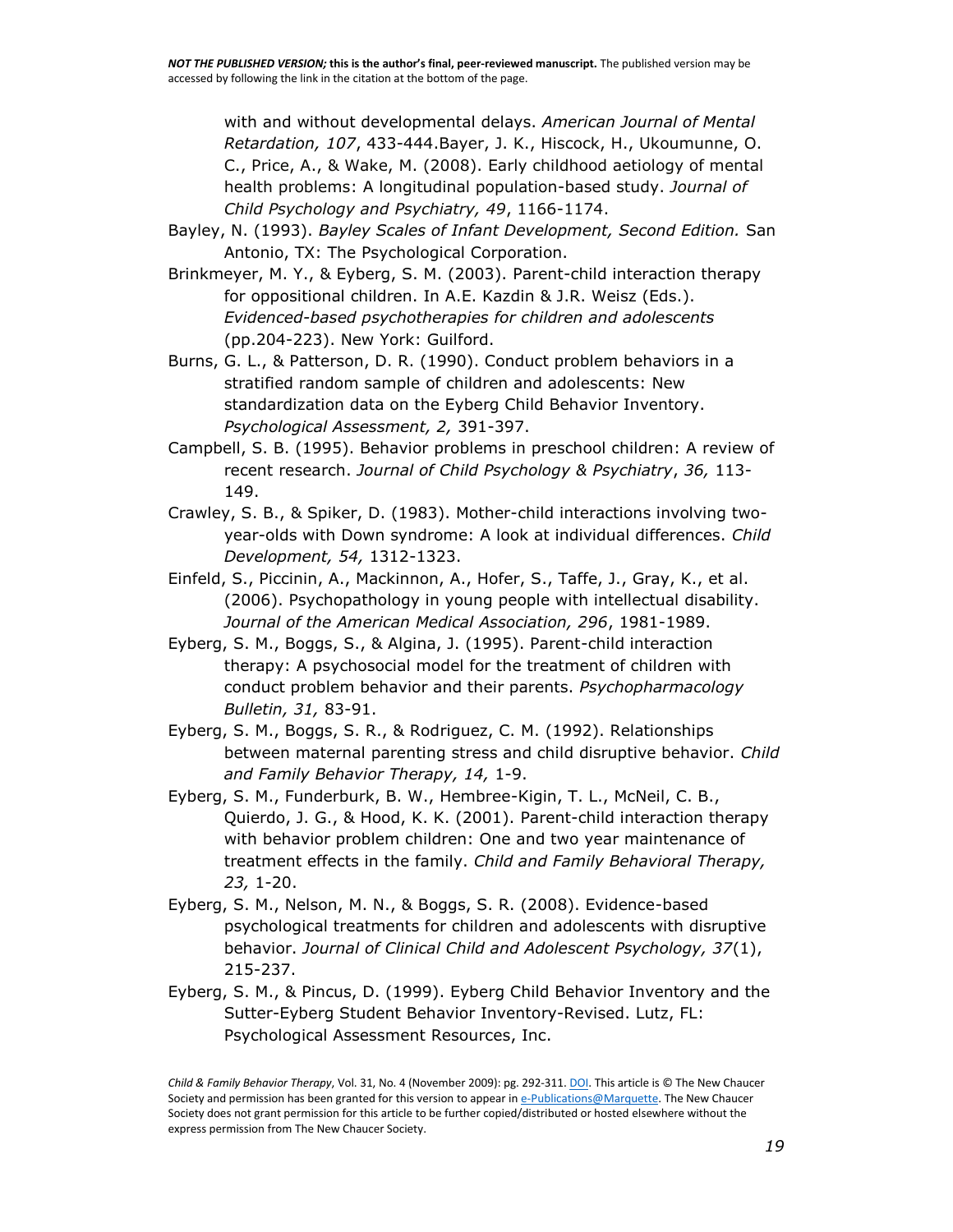with and without developmental delays. *American Journal of Mental Retardation, 107*, 433-444.Bayer, J. K., Hiscock, H., Ukoumunne, O. C., Price, A., & Wake, M. (2008). Early childhood aetiology of mental health problems: A longitudinal population-based study. *Journal of Child Psychology and Psychiatry, 49*, 1166-1174.

Bayley, N. (1993). *Bayley Scales of Infant Development, Second Edition.* San Antonio, TX: The Psychological Corporation.

Brinkmeyer, M. Y., & Eyberg, S. M. (2003). Parent-child interaction therapy for oppositional children. In A.E. Kazdin & J.R. Weisz (Eds.). *Evidenced-based psychotherapies for children and adolescents* (pp.204-223). New York: Guilford.

Burns, G. L., & Patterson, D. R. (1990). Conduct problem behaviors in a stratified random sample of children and adolescents: New standardization data on the Eyberg Child Behavior Inventory. *Psychological Assessment, 2,* 391-397.

Campbell, S. B. (1995). Behavior problems in preschool children: A review of recent research. *Journal of Child Psychology & Psychiatry*, *36,* 113-149.

Crawley, S. B., & Spiker, D. (1983). Mother-child interactions involving two-year-olds with Down syndrome: A look at individual differences. *Child Development, 54,* 1312-1323.

Einfeld, S., Piccinin, A., Mackinnon, A., Hofer, S., Taffe, J., Gray, K., et al. (2006). Psychopathology in young people with intellectual disability. *Journal of the American Medical Association, 296*, 1981-1989.

Eyberg, S. M., Boggs, S., & Algina, J. (1995). Parent-child interaction therapy: A psychosocial model for the treatment of children with conduct problem behavior and their parents. *Psychopharmacology Bulletin, 31,* 83-91.

Eyberg, S. M., Boggs, S. R., & Rodriguez, C. M. (1992). Relationships between maternal parenting stress and child disruptive behavior. *Child and Family Behavior Therapy, 14,* 1-9.

Eyberg, S. M., Funderburk, B. W., Hembree-Kigin, T. L., McNeil, C. B., Quierdo, J. G., & Hood, K. K. (2001). Parent-child interaction therapy with behavior problem children: One and two year maintenance of treatment effects in the family. *Child and Family Behavioral Therapy, 23,* 1-20.

Eyberg, S. M., Nelson, M. N., & Boggs, S. R. (2008). Evidence-based psychological treatments for children and adolescents with disruptive behavior. *Journal of Clinical Child and Adolescent Psychology, 37*(1), 215-237.

Eyberg, S. M., & Pincus, D. (1999). Eyberg Child Behavior Inventory and the Sutter-Eyberg Student Behavior Inventory-Revised. Lutz, FL: Psychological Assessment Resources, Inc.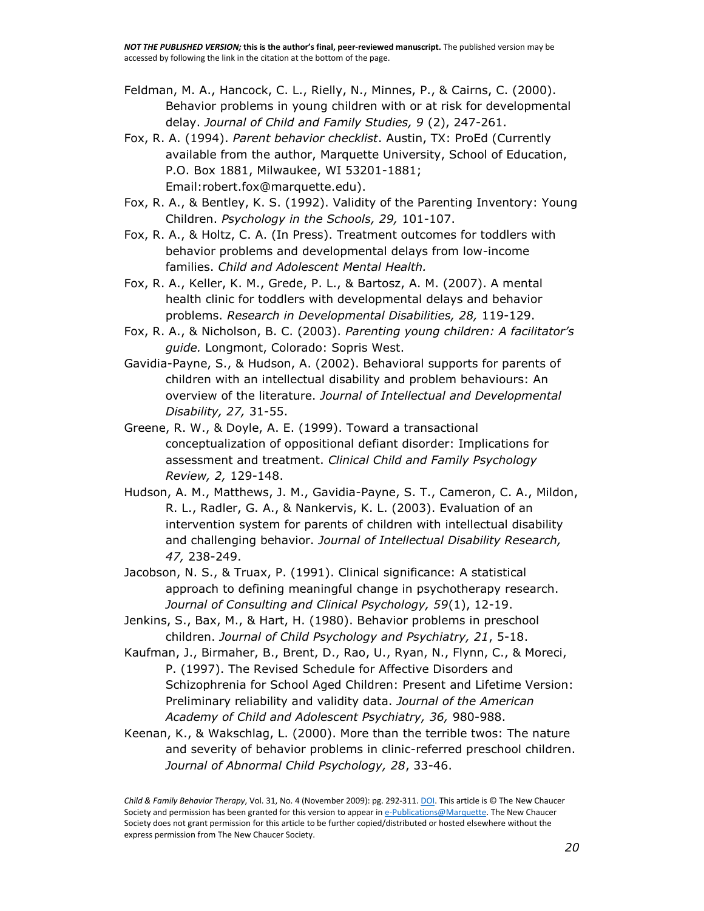Feldman, M. A., Hancock, C. L., Rielly, N., Minnes, P., & Cairns, C. (2000). Behavior problems in young children with or at risk for developmental delay. *Journal of Child and Family Studies, 9* (2), 247-261.

Fox, R. A. (1994). *Parent behavior checklist*. Austin, TX: ProEd (Currently available from the author, Marquette University, School of Education, P.O. Box 1881, Milwaukee, WI 53201-1881; Email:robert.fox@marquette.edu).

Fox, R. A., & Bentley, K. S. (1992). Validity of the Parenting Inventory: Young Children. *Psychology in the Schools, 29,* 101-107.

Fox, R. A., & Holtz, C. A. (In Press). Treatment outcomes for toddlers with behavior problems and developmental delays from low-income families. *Child and Adolescent Mental Health.*

Fox, R. A., Keller, K. M., Grede, P. L., & Bartosz, A. M. (2007). A mental health clinic for toddlers with developmental delays and behavior problems. *Research in Developmental Disabilities, 28,* 119-129.

Fox, R. A., & Nicholson, B. C. (2003). *Parenting young children: A facilitator's guide.* Longmont, Colorado: Sopris West.

Gavidia-Payne, S., & Hudson, A. (2002). Behavioral supports for parents of children with an intellectual disability and problem behaviours: An overview of the literature. *Journal of Intellectual and Developmental Disability, 27,* 31-55.

Greene, R. W., & Doyle, A. E. (1999). Toward a transactional conceptualization of oppositional defiant disorder: Implications for assessment and treatment. *Clinical Child and Family Psychology Review, 2,* 129-148.

Hudson, A. M., Matthews, J. M., Gavidia-Payne, S. T., Cameron, C. A., Mildon, R. L., Radler, G. A., & Nankervis, K. L. (2003). Evaluation of an intervention system for parents of children with intellectual disability and challenging behavior. *Journal of Intellectual Disability Research, 47,* 238-249.

Jacobson, N. S., & Truax, P. (1991). Clinical significance: A statistical approach to defining meaningful change in psychotherapy research. *Journal of Consulting and Clinical Psychology, 59*(1), 12-19.

Jenkins, S., Bax, M., & Hart, H. (1980). Behavior problems in preschool children. *Journal of Child Psychology and Psychiatry, 21*, 5-18.

Kaufman, J., Birmaher, B., Brent, D., Rao, U., Ryan, N., Flynn, C., & Moreci, P. (1997). The Revised Schedule for Affective Disorders and Schizophrenia for School Aged Children: Present and Lifetime Version: Preliminary reliability and validity data. *Journal of the American Academy of Child and Adolescent Psychiatry, 36,* 980-988.

Keenan, K., & Wakschlag, L. (2000). More than the terrible twos: The nature and severity of behavior problems in clinic-referred preschool children. *Journal of Abnormal Child Psychology, 28*, 33-46.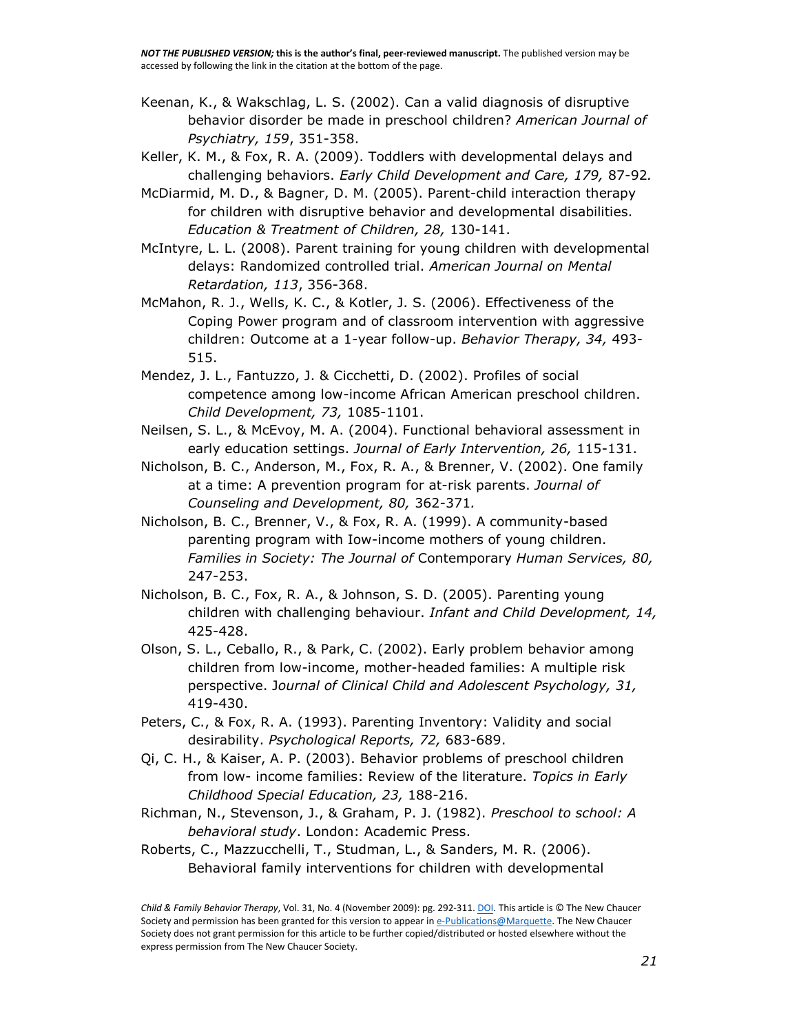Keenan, K., & Wakschlag, L. S. (2002). Can a valid diagnosis of disruptive behavior disorder be made in preschool children? *American Journal of Psychiatry, 159*, 351-358.

Keller, K. M., & Fox, R. A. (2009). Toddlers with developmental delays and challenging behaviors. *Early Child Development and Care, 179,* 87-92*.*

McDiarmid, M. D., & Bagner, D. M. (2005). Parent-child interaction therapy for children with disruptive behavior and developmental disabilities. *Education & Treatment of Children, 28,* 130-141.

McIntyre, L. L. (2008). Parent training for young children with developmental delays: Randomized controlled trial. *American Journal on Mental Retardation, 113*, 356-368.

McMahon, R. J., Wells, K. C., & Kotler, J. S. (2006). Effectiveness of the Coping Power program and of classroom intervention with aggressive children: Outcome at a 1-year follow-up. *Behavior Therapy, 34,* 493-515.

Mendez, J. L., Fantuzzo, J. & Cicchetti, D. (2002). Profiles of social competence among low-income African American preschool children. *Child Development, 73,* 1085-1101.

Neilsen, S. L., & McEvoy, M. A. (2004). Functional behavioral assessment in early education settings. *Journal of Early Intervention, 26,* 115-131.

Nicholson, B. C., Anderson, M., Fox, R. A., & Brenner, V. (2002). One family at a time: A prevention program for at-risk parents. *Journal of Counseling and Development, 80,* 362-371*.*

Nicholson, B. C., Brenner, V., & Fox, R. A. (1999). A community-based parenting program with Iow-income mothers of young children. *Families in Society: The Journal of* Contemporary *Human Services, 80,* 247-253.

Nicholson, B. C., Fox, R. A., & Johnson, S. D. (2005). Parenting young children with challenging behaviour. *Infant and Child Development, 14,* 425-428.

Olson, S. L., Ceballo, R., & Park, C. (2002). Early problem behavior among children from low-income, mother-headed families: A multiple risk perspective. J*ournal of Clinical Child and Adolescent Psychology, 31,* 419-430.

Peters, C., & Fox, R. A. (1993). Parenting Inventory: Validity and social desirability. *Psychological Reports, 72,* 683-689.

Qi, C. H., & Kaiser, A. P. (2003). Behavior problems of preschool children from low- income families: Review of the literature. *Topics in Early Childhood Special Education, 23,* 188-216.

Richman, N., Stevenson, J., & Graham, P. J. (1982). *Preschool to school: A behavioral study*. London: Academic Press.

Roberts, C., Mazzucchelli, T., Studman, L., & Sanders, M. R. (2006). Behavioral family interventions for children with developmental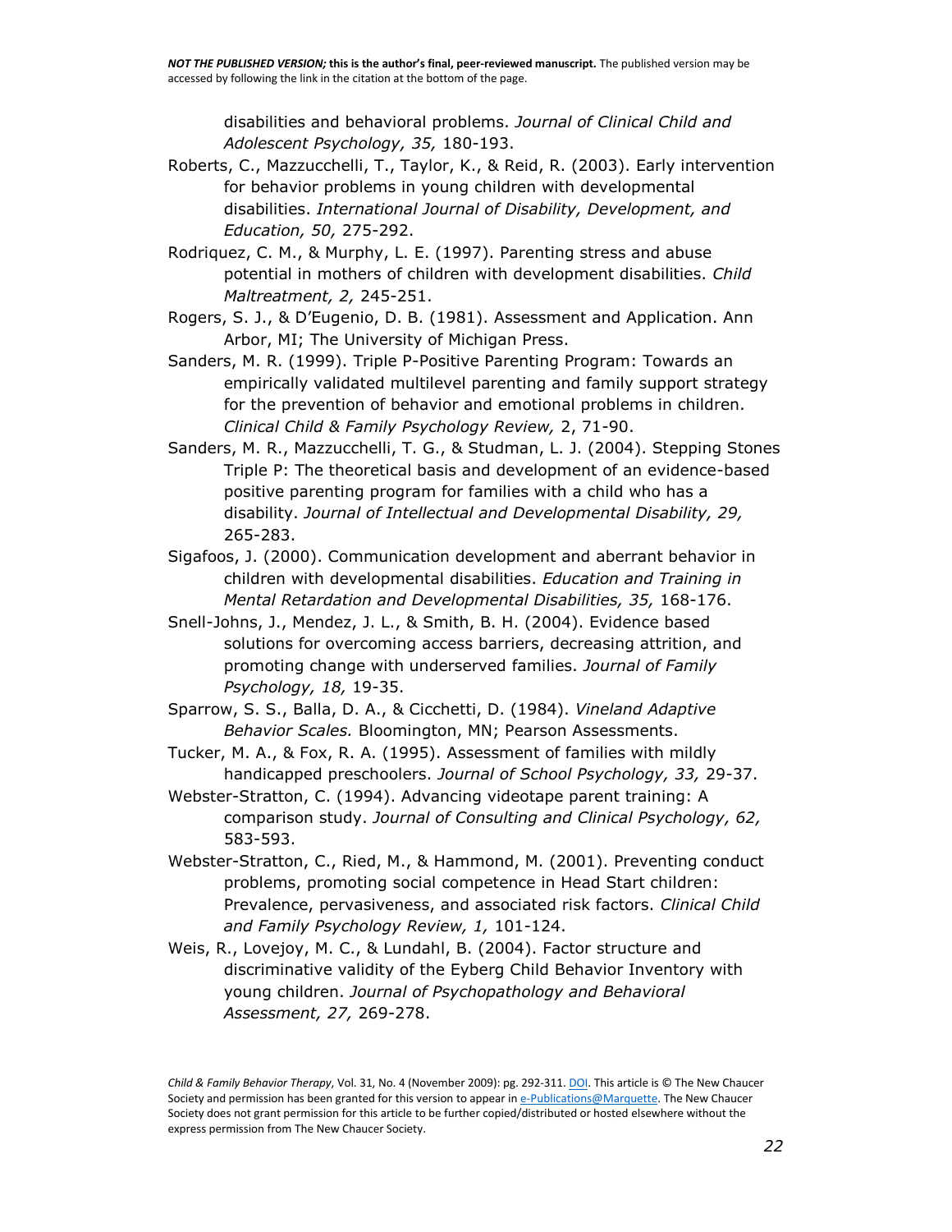disabilities and behavioral problems. *Journal of Clinical Child and Adolescent Psychology, 35,* 180-193.

Roberts, C., Mazzucchelli, T., Taylor, K., & Reid, R. (2003). Early intervention for behavior problems in young children with developmental disabilities. *International Journal of Disability, Development, and Education, 50,* 275-292.

Rodriquez, C. M., & Murphy, L. E. (1997). Parenting stress and abuse potential in mothers of children with development disabilities. *Child Maltreatment, 2,* 245-251.

Rogers, S. J., & D'Eugenio, D. B. (1981). Assessment and Application. Ann Arbor, MI; The University of Michigan Press.

Sanders, M. R. (1999). Triple P-Positive Parenting Program: Towards an empirically validated multilevel parenting and family support strategy for the prevention of behavior and emotional problems in children. *Clinical Child & Family Psychology Review,* 2, 71-90.

Sanders, M. R., Mazzucchelli, T. G., & Studman, L. J. (2004). Stepping Stones Triple P: The theoretical basis and development of an evidence-based positive parenting program for families with a child who has a disability. *Journal of Intellectual and Developmental Disability, 29,* 265-283.

Sigafoos, J. (2000). Communication development and aberrant behavior in children with developmental disabilities. *Education and Training in Mental Retardation and Developmental Disabilities, 35,* 168-176.

Snell-Johns, J., Mendez, J. L., & Smith, B. H. (2004). Evidence based solutions for overcoming access barriers, decreasing attrition, and promoting change with underserved families. *Journal of Family Psychology, 18,* 19-35.

Sparrow, S. S., Balla, D. A., & Cicchetti, D. (1984). *Vineland Adaptive Behavior Scales.* Bloomington, MN; Pearson Assessments.

Tucker, M. A., & Fox, R. A. (1995). Assessment of families with mildly handicapped preschoolers. *Journal of School Psychology, 33,* 29-37.

Webster-Stratton, C. (1994). Advancing videotape parent training: A comparison study. *Journal of Consulting and Clinical Psychology, 62,* 583-593.

Webster-Stratton, C., Ried, M., & Hammond, M. (2001). Preventing conduct problems, promoting social competence in Head Start children: Prevalence, pervasiveness, and associated risk factors. *Clinical Child and Family Psychology Review, 1,* 101-124.

Weis, R., Lovejoy, M. C., & Lundahl, B. (2004). Factor structure and discriminative validity of the Eyberg Child Behavior Inventory with young children. *Journal of Psychopathology and Behavioral Assessment, 27,* 269-278.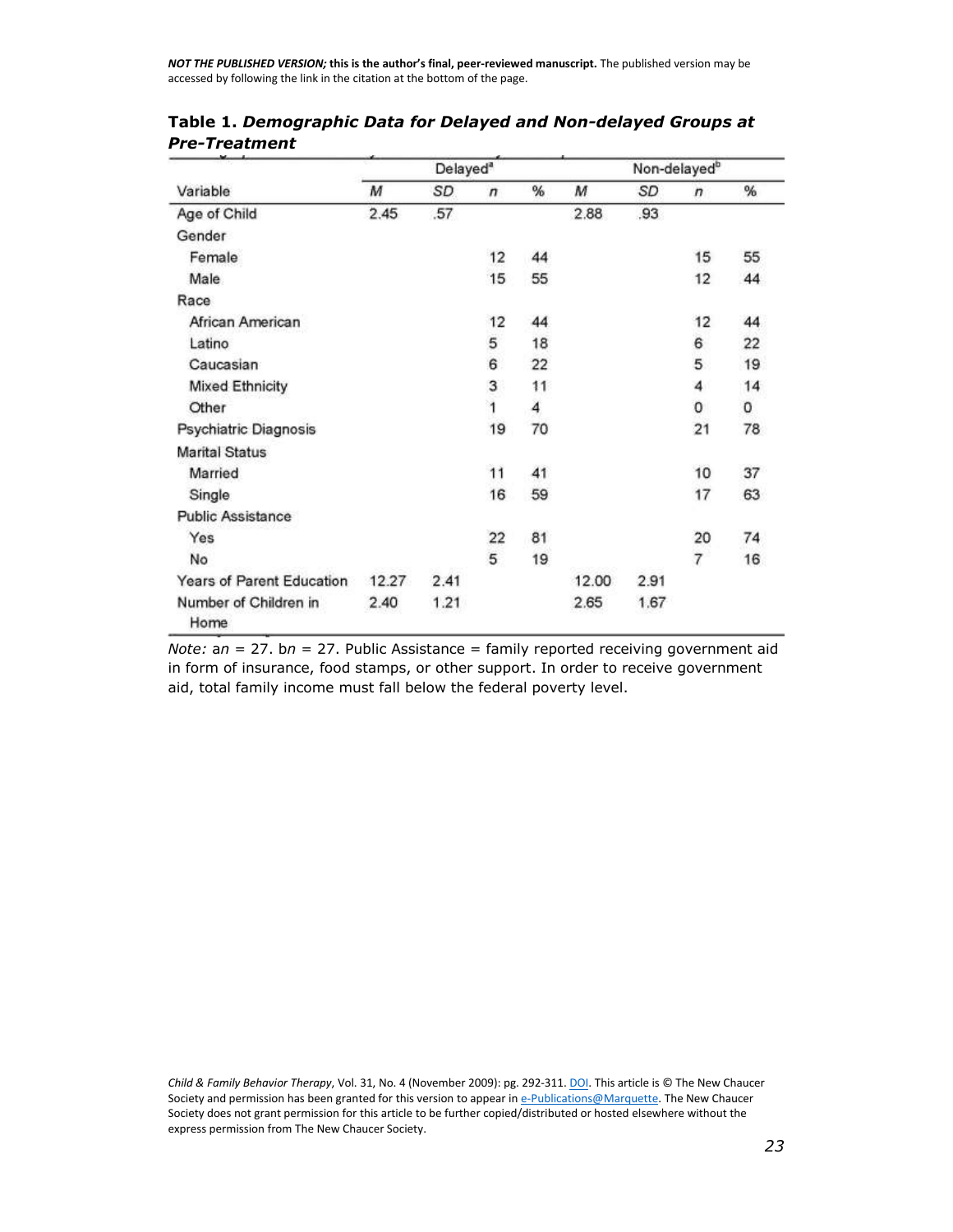**Table 1.** ***Demographic Data for Delayed and Non-delayed Groups at Pre-Treatment***

| Variable | Delayed[a] | | | | Non-delayed[b] | | | |
|---|---|---|---|---|---|---|---|---|
| | *M* | *SD* | *n* | % | *M* | *SD* | *n* | % |
| Age of Child | 2.45 | .57 | | | 2.88 | .93 | | |
| Gender | | | | | | | | |
| Female | | | 12 | 44 | | | 15 | 55 |
| Male | | | 15 | 55 | | | 12 | 44 |
| Race | | | | | | | | |
| African American | | | 12 | 44 | | | 12 | 44 |
| Latino | | | 5 | 18 | | | 6 | 22 |
| Caucasian | | | 6 | 22 | | | 5 | 19 |
| Mixed Ethnicity | | | 3 | 11 | | | 4 | 14 |
| Other | | | 1 | 4 | | | 0 | 0 |
| Psychiatric Diagnosis | | | 19 | 70 | | | 21 | 78 |
| Marital Status | | | | | | | | |
| Married | | | 11 | 41 | | | 10 | 37 |
| Single | | | 16 | 59 | | | 17 | 63 |
| Public Assistance | | | | | | | | |
| Yes | | | 22 | 81 | | | 20 | 74 |
| No | | | 5 | 19 | | | 7 | 16 |
| Years of Parent Education | 12.27 | 2.41 | | | 12.00 | 2.91 | | |
| Number of Children in Home | 2.40 | 1.21 | | | 2.65 | 1.67 | | |

*Note:* a*n* = 27. b*n* = 27. Public Assistance = family reported receiving government aid in form of insurance, food stamps, or other support. In order to receive government aid, total family income must fall below the federal poverty level.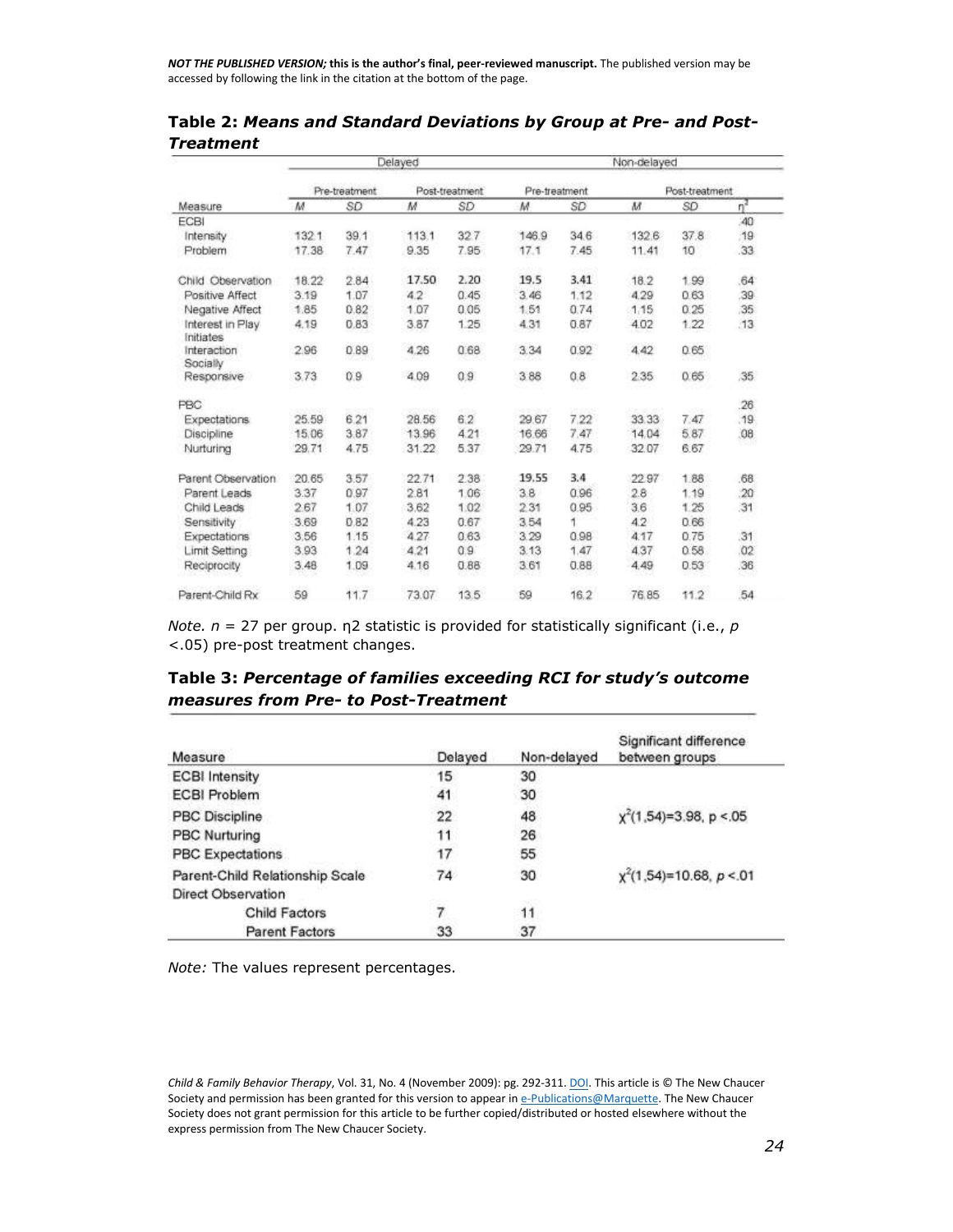**NOT THE PUBLISHED VERSION; this is the author's final, peer-reviewed manuscript.** The published version may be accessed by following the link in the citation at the bottom of the page.

**Table 2: *Means and Standard Deviations by Group at Pre- and Post-Treatment***

| | Delayed | | | | Non-delayed | | | | |
|---|---|---|---|---|---|---|---|---|---|
| | Pre-treatment | | Post-treatment | | Pre-treatment | | Post-treatment | | |
| Measure | *M* | *SD* | *M* | *SD* | *M* | *SD* | *M* | *SD* | $\eta^2$ |
| ECBI | | | | | | | | | .40 |
| Intensity | 132.1 | 39.1 | 113.1 | 32.7 | 146.9 | 34.6 | 132.6 | 37.8 | .19 |
| Problem | 17.38 | 7.47 | 9.35 | 7.95 | 17.1 | 7.45 | 11.41 | 10 | .33 |
| Child Observation | 18.22 | 2.84 | 17.50 | 2.20 | 19.5 | 3.41 | 18.2 | 1.99 | .64 |
| Positive Affect | 3.19 | 1.07 | 4.2 | 0.45 | 3.46 | 1.12 | 4.29 | 0.63 | .39 |
| Negative Affect | 1.85 | 0.82 | 1.07 | 0.05 | 1.51 | 0.74 | 1.15 | 0.25 | .35 |
| Interest in Play | 4.19 | 0.83 | 3.87 | 1.25 | 4.31 | 0.87 | 4.02 | 1.22 | .13 |
| Initiates Interaction | 2.96 | 0.89 | 4.26 | 0.68 | 3.34 | 0.92 | 4.42 | 0.65 | |
| Socially Responsive | 3.73 | 0.9 | 4.09 | 0.9 | 3.88 | 0.8 | 2.35 | 0.65 | .35 |
| PBC | | | | | | | | | .26 |
| Expectations | 25.59 | 6.21 | 28.56 | 6.2 | 29.67 | 7.22 | 33.33 | 7.47 | .19 |
| Discipline | 15.06 | 3.87 | 13.96 | 4.21 | 16.66 | 7.47 | 14.04 | 5.87 | .08 |
| Nurturing | 29.71 | 4.75 | 31.22 | 5.37 | 29.71 | 4.75 | 32.07 | 6.67 | |
| Parent Observation | 20.65 | 3.57 | 22.71 | 2.38 | 19.55 | 3.4 | 22.97 | 1.88 | .68 |
| Parent Leads | 3.37 | 0.97 | 2.81 | 1.06 | 3.8 | 0.96 | 2.8 | 1.19 | .20 |
| Child Leads | 2.67 | 1.07 | 3.62 | 1.02 | 2.31 | 0.95 | 3.6 | 1.25 | .31 |
| Sensitivity | 3.69 | 0.82 | 4.23 | 0.67 | 3.54 | 1 | 4.2 | 0.66 | |
| Expectations | 3.56 | 1.15 | 4.27 | 0.63 | 3.29 | 0.98 | 4.17 | 0.75 | .31 |
| Limit Setting | 3.93 | 1.24 | 4.21 | 0.9 | 3.13 | 1.47 | 4.37 | 0.58 | .02 |
| Reciprocity | 3.48 | 1.09 | 4.16 | 0.88 | 3.61 | 0.88 | 4.49 | 0.53 | .36 |
| Parent-Child Rx | 59 | 11.7 | 73.07 | 13.5 | 59 | 16.2 | 76.85 | 11.2 | .54 |

*Note. n* = 27 per group. η2 statistic is provided for statistically significant (i.e., *p* <.05) pre-post treatment changes.

**Table 3: *Percentage of families exceeding RCI for study's outcome measures from Pre- to Post-Treatment***

| Measure | Delayed | Non-delayed | Significant difference between groups |
|---|---|---|---|
| ECBI Intensity | 15 | 30 | |
| ECBI Problem | 41 | 30 | |
| PBC Discipline | 22 | 48 | $\chi^2(1,54)=3.98$, $p<.05$ |
| PBC Nurturing | 11 | 26 | |
| PBC Expectations | 17 | 55 | |
| Parent-Child Relationship Scale | 74 | 30 | $\chi^2(1,54)=10.68$, $p<.01$ |
| Direct Observation | | | |
| Child Factors | 7 | 11 | |
| Parent Factors | 33 | 37 | |

*Note:* The values represent percentages.

*Child & Family Behavior Therapy*, Vol. 31, No. 4 (November 2009): pg. 292-311. DOI. This article is © The New Chaucer Society and permission has been granted for this version to appear in e-Publications@Marquette. The New Chaucer Society does not grant permission for this article to be further copied/distributed or hosted elsewhere without the express permission from The New Chaucer Society.